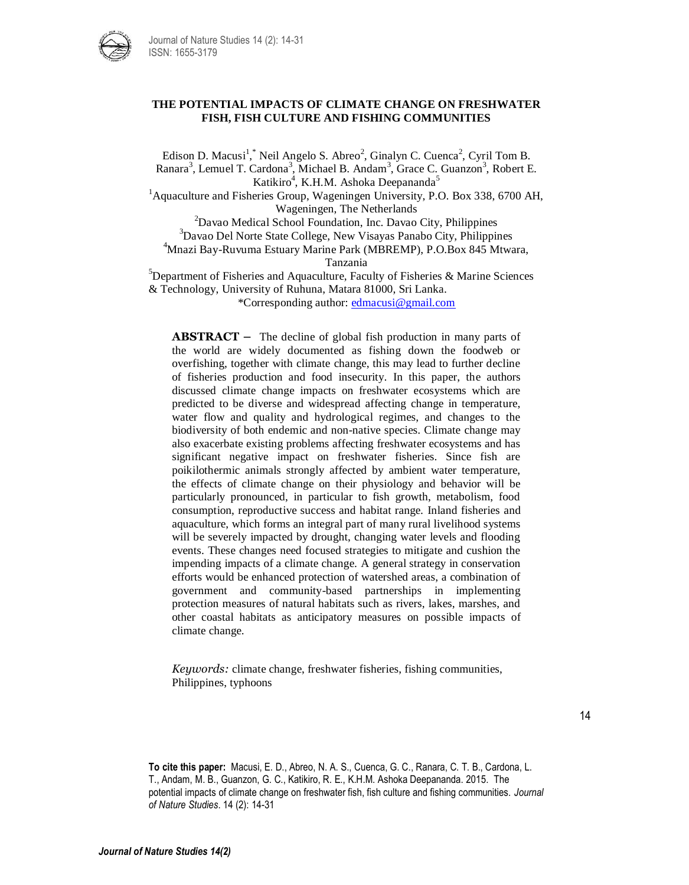# THE POTENTIAL IMPACTS OF CLIMATE CHANGE ON FRESHWATER FISH, FISH CULTURE AND FISHING COMMUNITIES

Edison D. Macusi[1,*] Neil Angelo S. Abreo[2], Ginalyn C. Cuenca[2], Cyril Tom B. Ranara[3], Lemuel T. Cardona[3], Michael B. Andam[3], Grace C. Guanzon[3], Robert E. Katikiro[4], K.H.M. Ashoka Deepananda[5]

[1]Aquaculture and Fisheries Group, Wageningen University, P.O. Box 338, 6700 AH, Wageningen, The Netherlands

[2]Davao Medical School Foundation, Inc. Davao City, Philippines

[3]Davao Del Norte State College, New Visayas Panabo City, Philippines

[4]Mnazi Bay-Ruvuma Estuary Marine Park (MBREMP), P.O.Box 845 Mtwara, Tanzania

[5]Department of Fisheries and Aquaculture, Faculty of Fisheries & Marine Sciences & Technology, University of Ruhuna, Matara 81000, Sri Lanka.

*Corresponding author: edmacusi@gmail.com

**ABSTRACT** – The decline of global fish production in many parts of the world are widely documented as fishing down the foodweb or overfishing, together with climate change, this may lead to further decline of fisheries production and food insecurity. In this paper, the authors discussed climate change impacts on freshwater ecosystems which are predicted to be diverse and widespread affecting change in temperature, water flow and quality and hydrological regimes, and changes to the biodiversity of both endemic and non-native species. Climate change may also exacerbate existing problems affecting freshwater ecosystems and has significant negative impact on freshwater fisheries. Since fish are poikilothermic animals strongly affected by ambient water temperature, the effects of climate change on their physiology and behavior will be particularly pronounced, in particular to fish growth, metabolism, food consumption, reproductive success and habitat range. Inland fisheries and aquaculture, which forms an integral part of many rural livelihood systems will be severely impacted by drought, changing water levels and flooding events. These changes need focused strategies to mitigate and cushion the impending impacts of a climate change. A general strategy in conservation efforts would be enhanced protection of watershed areas, a combination of government and community-based partnerships in implementing protection measures of natural habitats such as rivers, lakes, marshes, and other coastal habitats as anticipatory measures on possible impacts of climate change.

*Keywords:* climate change, freshwater fisheries, fishing communities, Philippines, typhoons

**To cite this paper:** Macusi, E. D., Abreo, N. A. S., Cuenca, G. C., Ranara, C. T. B., Cardona, L. T., Andam, M. B., Guanzon, G. C., Katikiro, R. E., K.H.M. Ashoka Deepananda. 2015. The potential impacts of climate change on freshwater fish, fish culture and fishing communities. *Journal of Nature Studies*. 14 (2): 14-31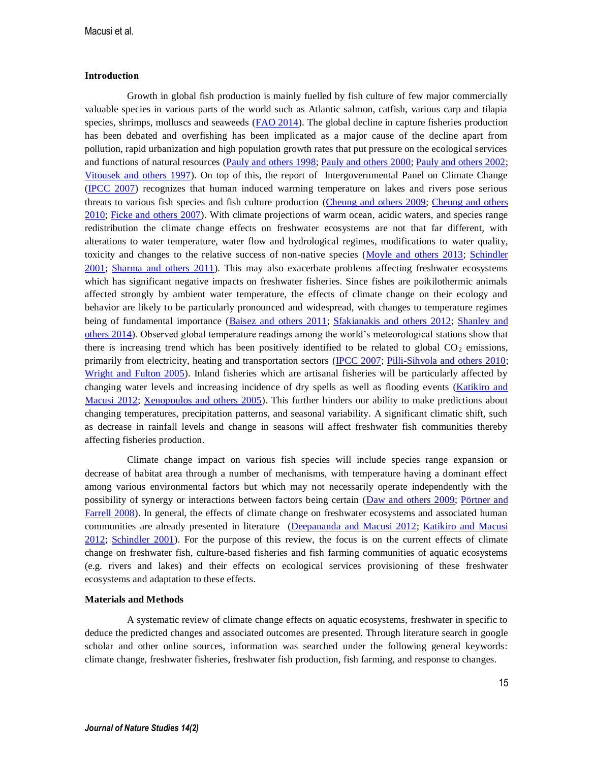## Introduction

Growth in global fish production is mainly fuelled by fish culture of few major commercially valuable species in various parts of the world such as Atlantic salmon, catfish, various carp and tilapia species, shrimps, molluscs and seaweeds (FAO 2014). The global decline in capture fisheries production has been debated and overfishing has been implicated as a major cause of the decline apart from pollution, rapid urbanization and high population growth rates that put pressure on the ecological services and functions of natural resources (Pauly and others 1998; Pauly and others 2000; Pauly and others 2002; Vitousek and others 1997). On top of this, the report of Intergovernmental Panel on Climate Change (IPCC 2007) recognizes that human induced warming temperature on lakes and rivers pose serious threats to various fish species and fish culture production (Cheung and others 2009; Cheung and others 2010; Ficke and others 2007). With climate projections of warm ocean, acidic waters, and species range redistribution the climate change effects on freshwater ecosystems are not that far different, with alterations to water temperature, water flow and hydrological regimes, modifications to water quality, toxicity and changes to the relative success of non-native species (Moyle and others 2013; Schindler 2001; Sharma and others 2011). This may also exacerbate problems affecting freshwater ecosystems which has significant negative impacts on freshwater fisheries. Since fishes are poikilothermic animals affected strongly by ambient water temperature, the effects of climate change on their ecology and behavior are likely to be particularly pronounced and widespread, with changes to temperature regimes being of fundamental importance (Baisez and others 2011; Sfakianakis and others 2012; Shanley and others 2014). Observed global temperature readings among the world's meteorological stations show that there is increasing trend which has been positively identified to be related to global $CO_2$ emissions, primarily from electricity, heating and transportation sectors (IPCC 2007; Pilli-Sihvola and others 2010; Wright and Fulton 2005). Inland fisheries which are artisanal fisheries will be particularly affected by changing water levels and increasing incidence of dry spells as well as flooding events (Katikiro and Macusi 2012; Xenopoulos and others 2005). This further hinders our ability to make predictions about changing temperatures, precipitation patterns, and seasonal variability. A significant climatic shift, such as decrease in rainfall levels and change in seasons will affect freshwater fish communities thereby affecting fisheries production.

Climate change impact on various fish species will include species range expansion or decrease of habitat area through a number of mechanisms, with temperature having a dominant effect among various environmental factors but which may not necessarily operate independently with the possibility of synergy or interactions between factors being certain (Daw and others 2009; Pörtner and Farrell 2008). In general, the effects of climate change on freshwater ecosystems and associated human communities are already presented in literature (Deepananda and Macusi 2012; Katikiro and Macusi 2012; Schindler 2001). For the purpose of this review, the focus is on the current effects of climate change on freshwater fish, culture-based fisheries and fish farming communities of aquatic ecosystems (e.g. rivers and lakes) and their effects on ecological services provisioning of these freshwater ecosystems and adaptation to these effects.

## Materials and Methods

A systematic review of climate change effects on aquatic ecosystems, freshwater in specific to deduce the predicted changes and associated outcomes are presented. Through literature search in google scholar and other online sources, information was searched under the following general keywords: climate change, freshwater fisheries, freshwater fish production, fish farming, and response to changes.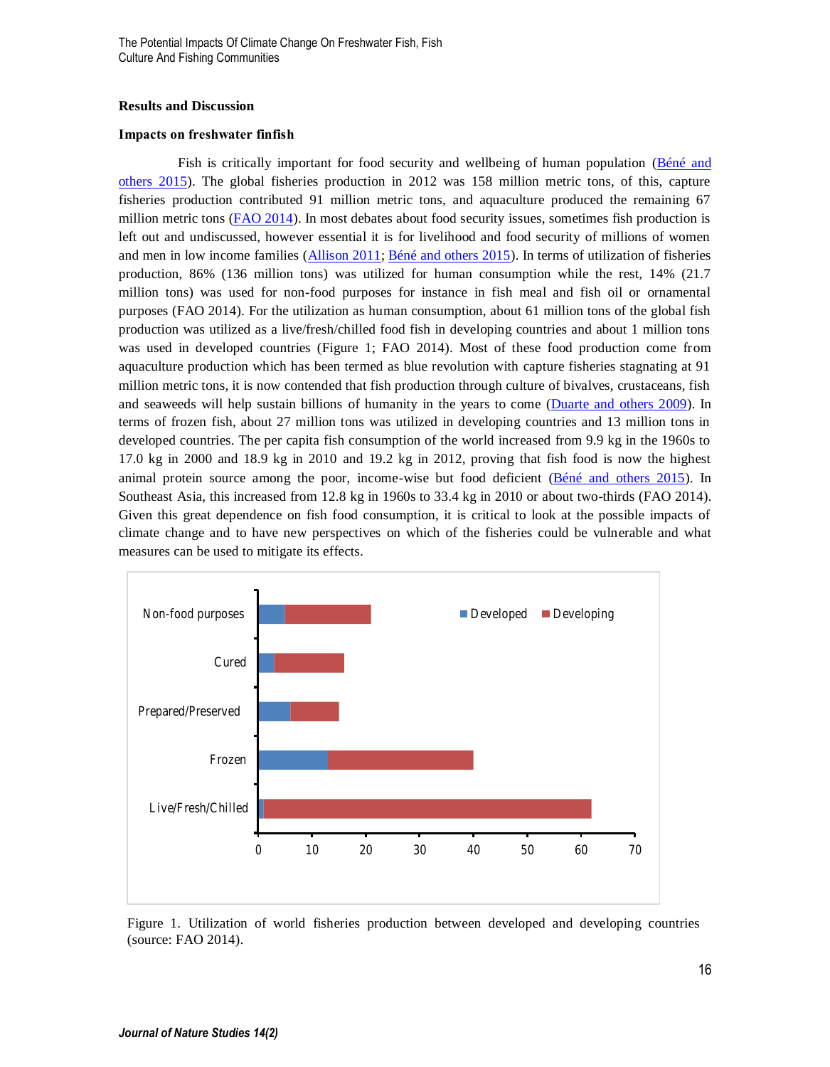## Results and Discussion

### Impacts on freshwater finfish

Fish is critically important for food security and wellbeing of human population (Béné and others 2015). The global fisheries production in 2012 was 158 million metric tons, of this, capture fisheries production contributed 91 million metric tons, and aquaculture produced the remaining 67 million metric tons (FAO 2014). In most debates about food security issues, sometimes fish production is left out and undiscussed, however essential it is for livelihood and food security of millions of women and men in low income families (Allison 2011; Béné and others 2015). In terms of utilization of fisheries production, 86% (136 million tons) was utilized for human consumption while the rest, 14% (21.7 million tons) was used for non-food purposes for instance in fish meal and fish oil or ornamental purposes (FAO 2014). For the utilization as human consumption, about 61 million tons of the global fish production was utilized as a live/fresh/chilled food fish in developing countries and about 1 million tons was used in developed countries (Figure 1; FAO 2014). Most of these food production come from aquaculture production which has been termed as blue revolution with capture fisheries stagnating at 91 million metric tons, it is now contended that fish production through culture of bivalves, crustaceans, fish and seaweeds will help sustain billions of humanity in the years to come (Duarte and others 2009). In terms of frozen fish, about 27 million tons was utilized in developing countries and 13 million tons in developed countries. The per capita fish consumption of the world increased from 9.9 kg in the 1960s to 17.0 kg in 2000 and 18.9 kg in 2010 and 19.2 kg in 2012, proving that fish food is now the highest animal protein source among the poor, income-wise but food deficient (Béné and others 2015). In Southeast Asia, this increased from 12.8 kg in 1960s to 33.4 kg in 2010 or about two-thirds (FAO 2014). Given this great dependence on fish food consumption, it is critical to look at the possible impacts of climate change and to have new perspectives on which of the fisheries could be vulnerable and what measures can be used to mitigate its effects.

Figure 1. Utilization of world fisheries production between developed and developing countries (source: FAO 2014).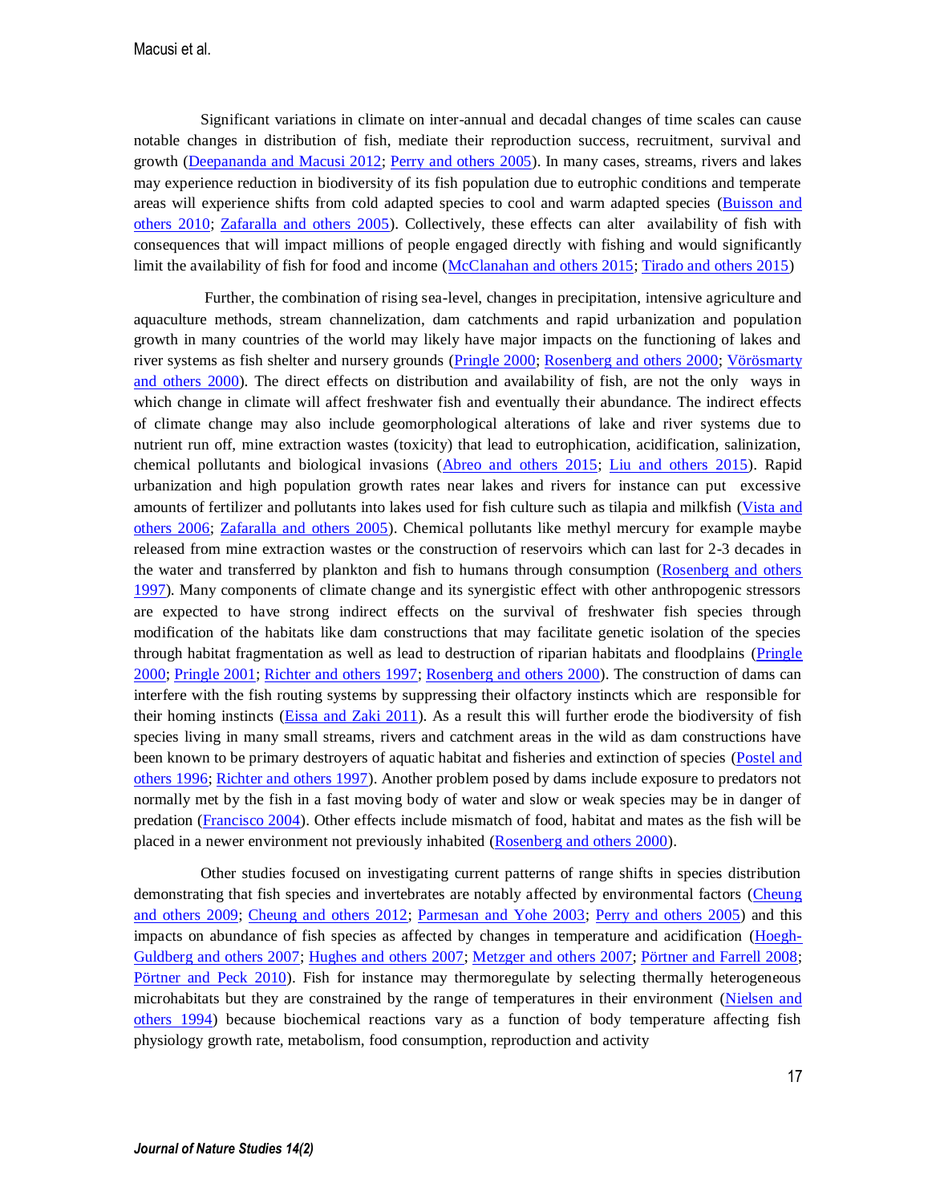Significant variations in climate on inter-annual and decadal changes of time scales can cause notable changes in distribution of fish, mediate their reproduction success, recruitment, survival and growth (Deepananda and Macusi 2012; Perry and others 2005). In many cases, streams, rivers and lakes may experience reduction in biodiversity of its fish population due to eutrophic conditions and temperate areas will experience shifts from cold adapted species to cool and warm adapted species (Buisson and others 2010; Zafaralla and others 2005). Collectively, these effects can alter availability of fish with consequences that will impact millions of people engaged directly with fishing and would significantly limit the availability of fish for food and income (McClanahan and others 2015; Tirado and others 2015)

Further, the combination of rising sea-level, changes in precipitation, intensive agriculture and aquaculture methods, stream channelization, dam catchments and rapid urbanization and population growth in many countries of the world may likely have major impacts on the functioning of lakes and river systems as fish shelter and nursery grounds (Pringle 2000; Rosenberg and others 2000; Vörösmarty and others 2000). The direct effects on distribution and availability of fish, are not the only ways in which change in climate will affect freshwater fish and eventually their abundance. The indirect effects of climate change may also include geomorphological alterations of lake and river systems due to nutrient run off, mine extraction wastes (toxicity) that lead to eutrophication, acidification, salinization, chemical pollutants and biological invasions (Abreo and others 2015; Liu and others 2015). Rapid urbanization and high population growth rates near lakes and rivers for instance can put excessive amounts of fertilizer and pollutants into lakes used for fish culture such as tilapia and milkfish (Vista and others 2006; Zafaralla and others 2005). Chemical pollutants like methyl mercury for example maybe released from mine extraction wastes or the construction of reservoirs which can last for 2-3 decades in the water and transferred by plankton and fish to humans through consumption (Rosenberg and others 1997). Many components of climate change and its synergistic effect with other anthropogenic stressors are expected to have strong indirect effects on the survival of freshwater fish species through modification of the habitats like dam constructions that may facilitate genetic isolation of the species through habitat fragmentation as well as lead to destruction of riparian habitats and floodplains (Pringle 2000; Pringle 2001; Richter and others 1997; Rosenberg and others 2000). The construction of dams can interfere with the fish routing systems by suppressing their olfactory instincts which are responsible for their homing instincts (Eissa and Zaki 2011). As a result this will further erode the biodiversity of fish species living in many small streams, rivers and catchment areas in the wild as dam constructions have been known to be primary destroyers of aquatic habitat and fisheries and extinction of species (Postel and others 1996; Richter and others 1997). Another problem posed by dams include exposure to predators not normally met by the fish in a fast moving body of water and slow or weak species may be in danger of predation (Francisco 2004). Other effects include mismatch of food, habitat and mates as the fish will be placed in a newer environment not previously inhabited (Rosenberg and others 2000).

Other studies focused on investigating current patterns of range shifts in species distribution demonstrating that fish species and invertebrates are notably affected by environmental factors (Cheung and others 2009; Cheung and others 2012; Parmesan and Yohe 2003; Perry and others 2005) and this impacts on abundance of fish species as affected by changes in temperature and acidification (Hoegh-Guldberg and others 2007; Hughes and others 2007; Metzger and others 2007; Pörtner and Farrell 2008; Pörtner and Peck 2010). Fish for instance may thermoregulate by selecting thermally heterogeneous microhabitats but they are constrained by the range of temperatures in their environment (Nielsen and others 1994) because biochemical reactions vary as a function of body temperature affecting fish physiology growth rate, metabolism, food consumption, reproduction and activity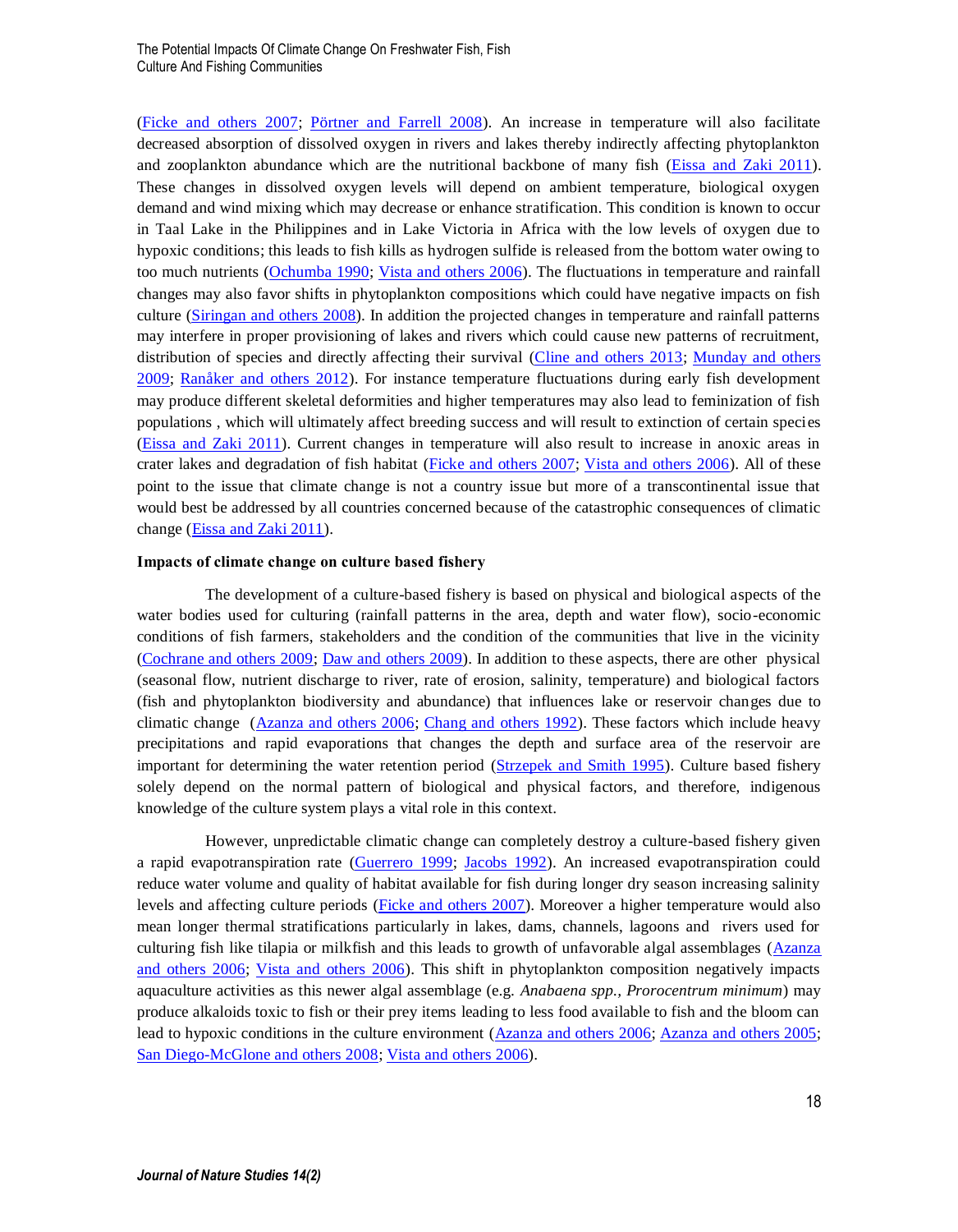(Ficke and others 2007; Pörtner and Farrell 2008). An increase in temperature will also facilitate decreased absorption of dissolved oxygen in rivers and lakes thereby indirectly affecting phytoplankton and zooplankton abundance which are the nutritional backbone of many fish (Eissa and Zaki 2011). These changes in dissolved oxygen levels will depend on ambient temperature, biological oxygen demand and wind mixing which may decrease or enhance stratification. This condition is known to occur in Taal Lake in the Philippines and in Lake Victoria in Africa with the low levels of oxygen due to hypoxic conditions; this leads to fish kills as hydrogen sulfide is released from the bottom water owing to too much nutrients (Ochumba 1990; Vista and others 2006). The fluctuations in temperature and rainfall changes may also favor shifts in phytoplankton compositions which could have negative impacts on fish culture (Siringan and others 2008). In addition the projected changes in temperature and rainfall patterns may interfere in proper provisioning of lakes and rivers which could cause new patterns of recruitment, distribution of species and directly affecting their survival (Cline and others 2013; Munday and others 2009; Ranåker and others 2012). For instance temperature fluctuations during early fish development may produce different skeletal deformities and higher temperatures may also lead to feminization of fish populations , which will ultimately affect breeding success and will result to extinction of certain species (Eissa and Zaki 2011). Current changes in temperature will also result to increase in anoxic areas in crater lakes and degradation of fish habitat (Ficke and others 2007; Vista and others 2006). All of these point to the issue that climate change is not a country issue but more of a transcontinental issue that would best be addressed by all countries concerned because of the catastrophic consequences of climatic change (Eissa and Zaki 2011).

**Impacts of climate change on culture based fishery**

The development of a culture-based fishery is based on physical and biological aspects of the water bodies used for culturing (rainfall patterns in the area, depth and water flow), socio-economic conditions of fish farmers, stakeholders and the condition of the communities that live in the vicinity (Cochrane and others 2009; Daw and others 2009). In addition to these aspects, there are other physical (seasonal flow, nutrient discharge to river, rate of erosion, salinity, temperature) and biological factors (fish and phytoplankton biodiversity and abundance) that influences lake or reservoir changes due to climatic change (Azanza and others 2006; Chang and others 1992). These factors which include heavy precipitations and rapid evaporations that changes the depth and surface area of the reservoir are important for determining the water retention period (Strzepek and Smith 1995). Culture based fishery solely depend on the normal pattern of biological and physical factors, and therefore, indigenous knowledge of the culture system plays a vital role in this context.

However, unpredictable climatic change can completely destroy a culture-based fishery given a rapid evapotranspiration rate (Guerrero 1999; Jacobs 1992). An increased evapotranspiration could reduce water volume and quality of habitat available for fish during longer dry season increasing salinity levels and affecting culture periods (Ficke and others 2007). Moreover a higher temperature would also mean longer thermal stratifications particularly in lakes, dams, channels, lagoons and rivers used for culturing fish like tilapia or milkfish and this leads to growth of unfavorable algal assemblages (Azanza and others 2006; Vista and others 2006). This shift in phytoplankton composition negatively impacts aquaculture activities as this newer algal assemblage (e.g. *Anabaena spp.*, *Prorocentrum minimum*) may produce alkaloids toxic to fish or their prey items leading to less food available to fish and the bloom can lead to hypoxic conditions in the culture environment (Azanza and others 2006; Azanza and others 2005; San Diego-McGlone and others 2008; Vista and others 2006).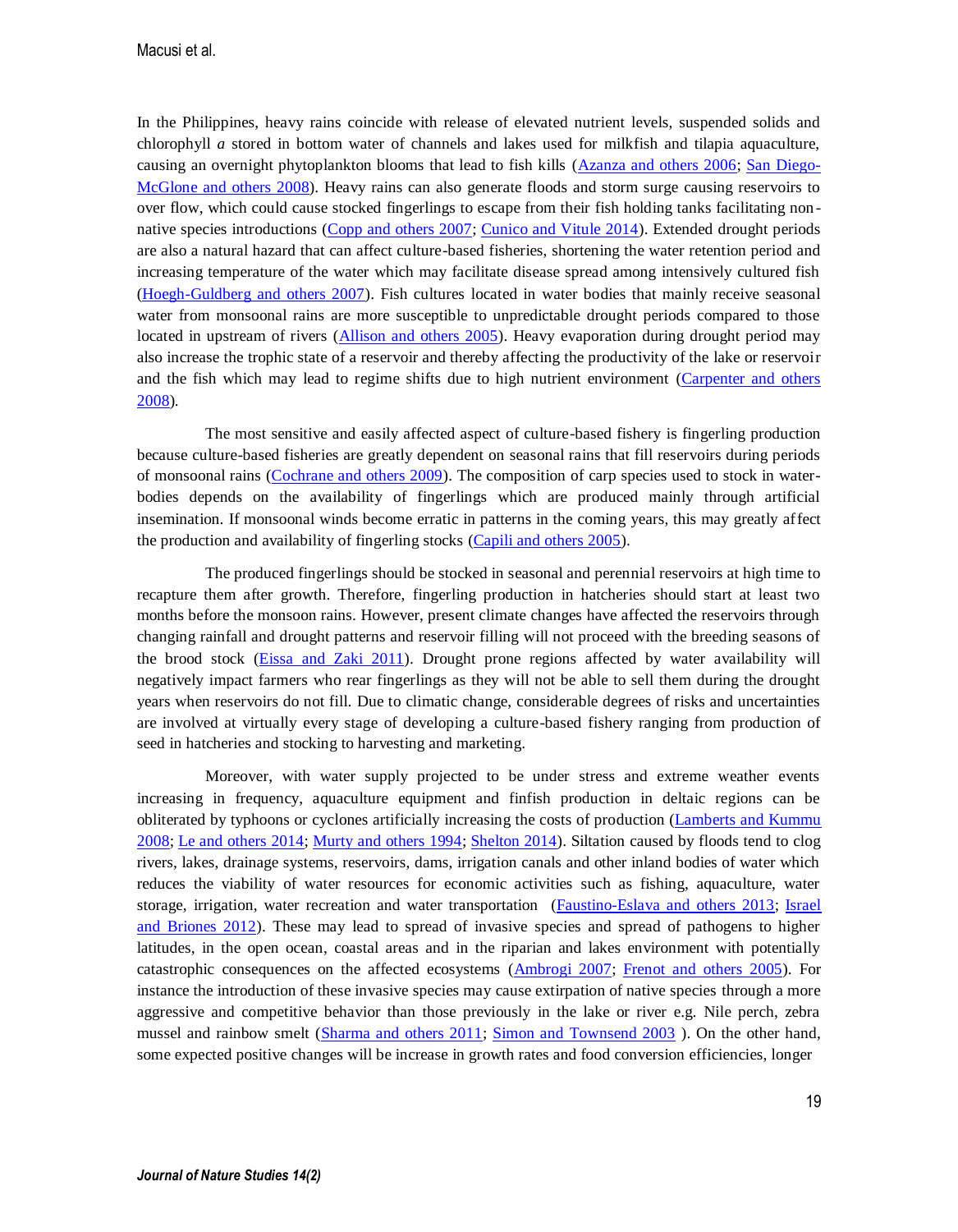In the Philippines, heavy rains coincide with release of elevated nutrient levels, suspended solids and chlorophyll *a* stored in bottom water of channels and lakes used for milkfish and tilapia aquaculture, causing an overnight phytoplankton blooms that lead to fish kills (Azanza and others 2006; San Diego-McGlone and others 2008). Heavy rains can also generate floods and storm surge causing reservoirs to over flow, which could cause stocked fingerlings to escape from their fish holding tanks facilitating non-native species introductions (Copp and others 2007; Cunico and Vitule 2014). Extended drought periods are also a natural hazard that can affect culture-based fisheries, shortening the water retention period and increasing temperature of the water which may facilitate disease spread among intensively cultured fish (Hoegh-Guldberg and others 2007). Fish cultures located in water bodies that mainly receive seasonal water from monsoonal rains are more susceptible to unpredictable drought periods compared to those located in upstream of rivers (Allison and others 2005). Heavy evaporation during drought period may also increase the trophic state of a reservoir and thereby affecting the productivity of the lake or reservoir and the fish which may lead to regime shifts due to high nutrient environment (Carpenter and others 2008).

The most sensitive and easily affected aspect of culture-based fishery is fingerling production because culture-based fisheries are greatly dependent on seasonal rains that fill reservoirs during periods of monsoonal rains (Cochrane and others 2009). The composition of carp species used to stock in water-bodies depends on the availability of fingerlings which are produced mainly through artificial insemination. If monsoonal winds become erratic in patterns in the coming years, this may greatly affect the production and availability of fingerling stocks (Capili and others 2005).

The produced fingerlings should be stocked in seasonal and perennial reservoirs at high time to recapture them after growth. Therefore, fingerling production in hatcheries should start at least two months before the monsoon rains. However, present climate changes have affected the reservoirs through changing rainfall and drought patterns and reservoir filling will not proceed with the breeding seasons of the brood stock (Eissa and Zaki 2011). Drought prone regions affected by water availability will negatively impact farmers who rear fingerlings as they will not be able to sell them during the drought years when reservoirs do not fill. Due to climatic change, considerable degrees of risks and uncertainties are involved at virtually every stage of developing a culture-based fishery ranging from production of seed in hatcheries and stocking to harvesting and marketing.

Moreover, with water supply projected to be under stress and extreme weather events increasing in frequency, aquaculture equipment and finfish production in deltaic regions can be obliterated by typhoons or cyclones artificially increasing the costs of production (Lamberts and Kummu 2008; Le and others 2014; Murty and others 1994; Shelton 2014). Siltation caused by floods tend to clog rivers, lakes, drainage systems, reservoirs, dams, irrigation canals and other inland bodies of water which reduces the viability of water resources for economic activities such as fishing, aquaculture, water storage, irrigation, water recreation and water transportation (Faustino-Eslava and others 2013; Israel and Briones 2012). These may lead to spread of invasive species and spread of pathogens to higher latitudes, in the open ocean, coastal areas and in the riparian and lakes environment with potentially catastrophic consequences on the affected ecosystems (Ambrogi 2007; Frenot and others 2005). For instance the introduction of these invasive species may cause extirpation of native species through a more aggressive and competitive behavior than those previously in the lake or river e.g. Nile perch, zebra mussel and rainbow smelt (Sharma and others 2011; Simon and Townsend 2003 ). On the other hand, some expected positive changes will be increase in growth rates and food conversion efficiencies, longer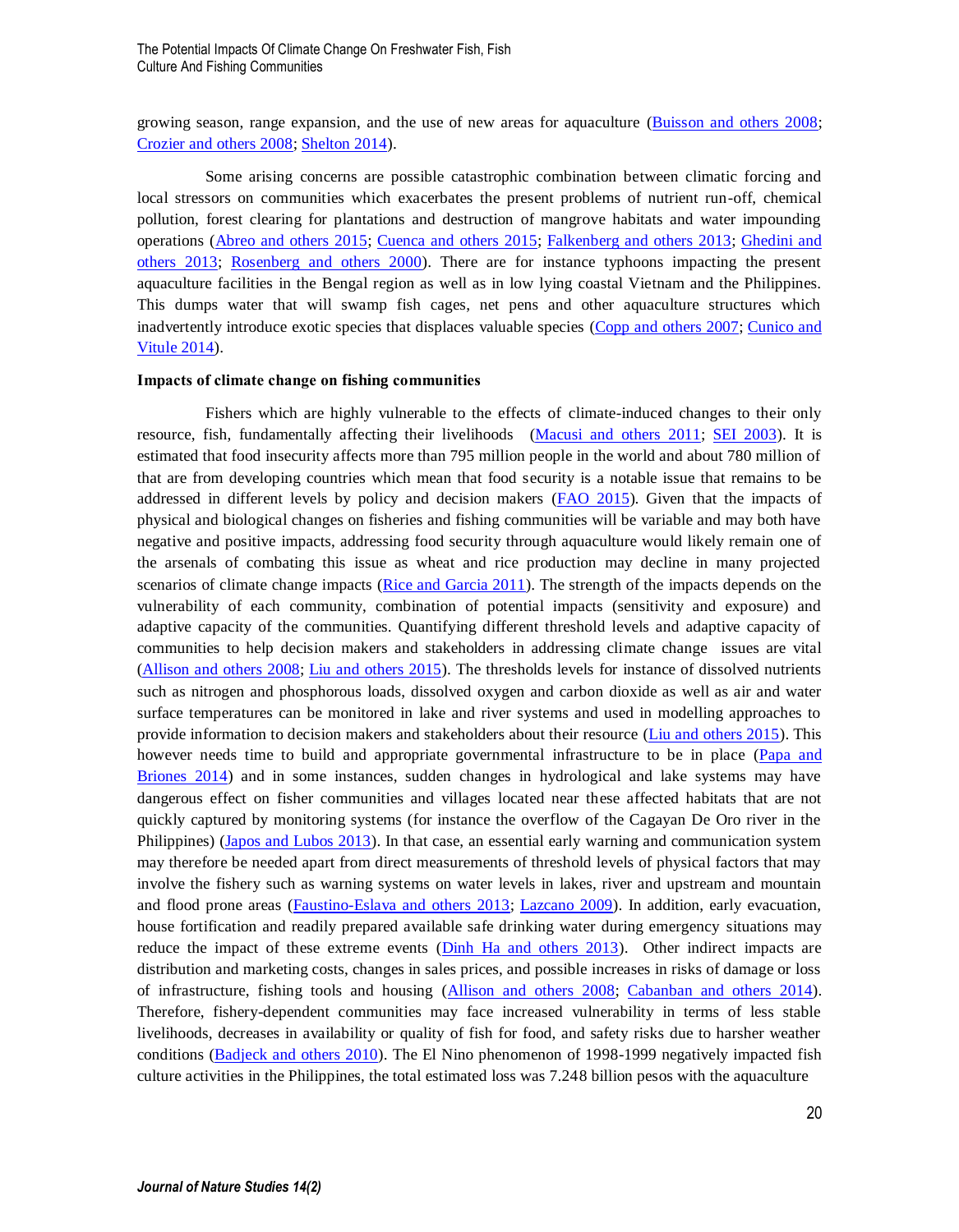growing season, range expansion, and the use of new areas for aquaculture (Buisson and others 2008; Crozier and others 2008; Shelton 2014).

Some arising concerns are possible catastrophic combination between climatic forcing and local stressors on communities which exacerbates the present problems of nutrient run-off, chemical pollution, forest clearing for plantations and destruction of mangrove habitats and water impounding operations (Abreo and others 2015; Cuenca and others 2015; Falkenberg and others 2013; Ghedini and others 2013; Rosenberg and others 2000). There are for instance typhoons impacting the present aquaculture facilities in the Bengal region as well as in low lying coastal Vietnam and the Philippines. This dumps water that will swamp fish cages, net pens and other aquaculture structures which inadvertently introduce exotic species that displaces valuable species (Copp and others 2007; Cunico and Vitule 2014).

**Impacts of climate change on fishing communities**

Fishers which are highly vulnerable to the effects of climate-induced changes to their only resource, fish, fundamentally affecting their livelihoods (Macusi and others 2011; SEI 2003). It is estimated that food insecurity affects more than 795 million people in the world and about 780 million of that are from developing countries which mean that food security is a notable issue that remains to be addressed in different levels by policy and decision makers (FAO 2015). Given that the impacts of physical and biological changes on fisheries and fishing communities will be variable and may both have negative and positive impacts, addressing food security through aquaculture would likely remain one of the arsenals of combating this issue as wheat and rice production may decline in many projected scenarios of climate change impacts (Rice and Garcia 2011). The strength of the impacts depends on the vulnerability of each community, combination of potential impacts (sensitivity and exposure) and adaptive capacity of the communities. Quantifying different threshold levels and adaptive capacity of communities to help decision makers and stakeholders in addressing climate change issues are vital (Allison and others 2008; Liu and others 2015). The thresholds levels for instance of dissolved nutrients such as nitrogen and phosphorous loads, dissolved oxygen and carbon dioxide as well as air and water surface temperatures can be monitored in lake and river systems and used in modelling approaches to provide information to decision makers and stakeholders about their resource (Liu and others 2015). This however needs time to build and appropriate governmental infrastructure to be in place (Papa and Briones 2014) and in some instances, sudden changes in hydrological and lake systems may have dangerous effect on fisher communities and villages located near these affected habitats that are not quickly captured by monitoring systems (for instance the overflow of the Cagayan De Oro river in the Philippines) (Japos and Lubos 2013). In that case, an essential early warning and communication system may therefore be needed apart from direct measurements of threshold levels of physical factors that may involve the fishery such as warning systems on water levels in lakes, river and upstream and mountain and flood prone areas (Faustino-Eslava and others 2013; Lazcano 2009). In addition, early evacuation, house fortification and readily prepared available safe drinking water during emergency situations may reduce the impact of these extreme events (Dinh Ha and others 2013). Other indirect impacts are distribution and marketing costs, changes in sales prices, and possible increases in risks of damage or loss of infrastructure, fishing tools and housing (Allison and others 2008; Cabanban and others 2014). Therefore, fishery-dependent communities may face increased vulnerability in terms of less stable livelihoods, decreases in availability or quality of fish for food, and safety risks due to harsher weather conditions (Badjeck and others 2010). The El Nino phenomenon of 1998-1999 negatively impacted fish culture activities in the Philippines, the total estimated loss was 7.248 billion pesos with the aquaculture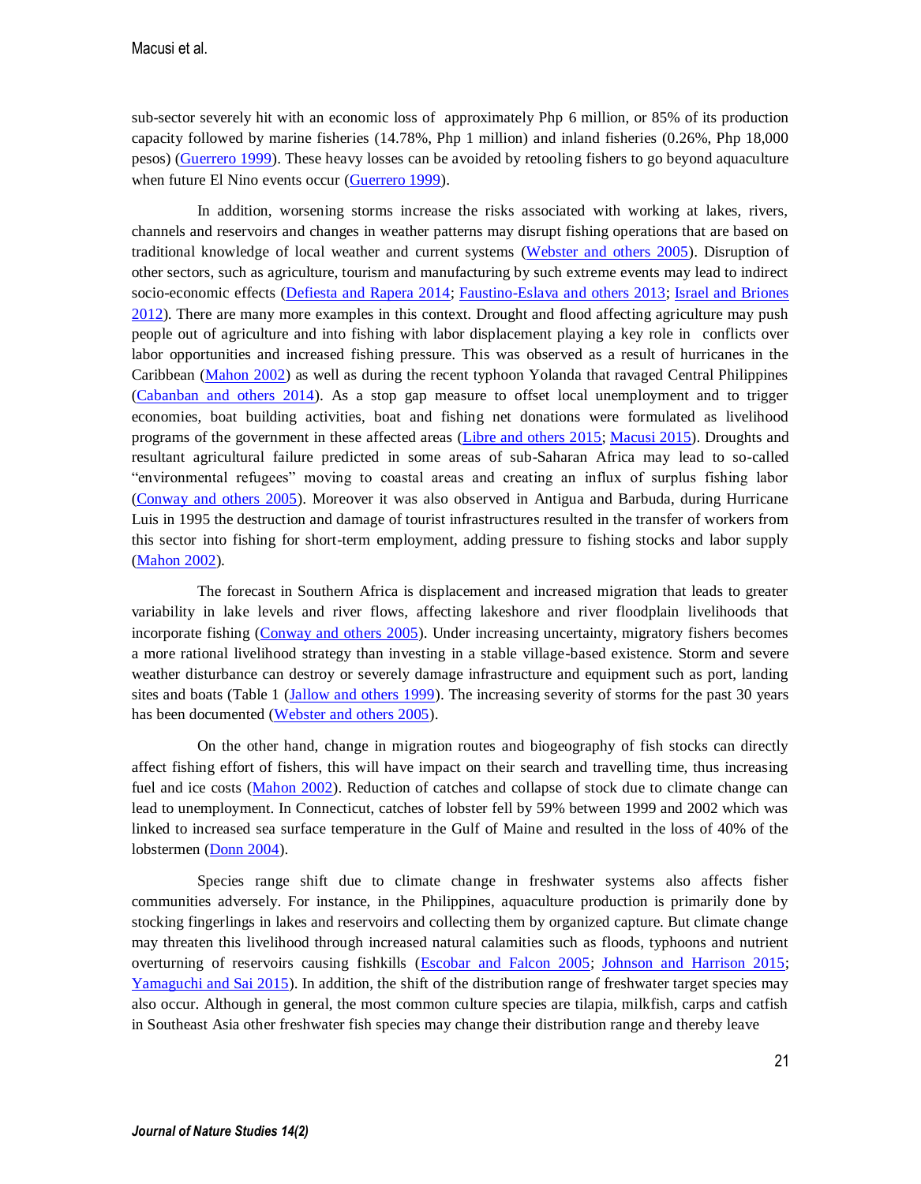sub-sector severely hit with an economic loss of approximately Php 6 million, or 85% of its production capacity followed by marine fisheries (14.78%, Php 1 million) and inland fisheries (0.26%, Php 18,000 pesos) (Guerrero 1999). These heavy losses can be avoided by retooling fishers to go beyond aquaculture when future El Nino events occur (Guerrero 1999).

In addition, worsening storms increase the risks associated with working at lakes, rivers, channels and reservoirs and changes in weather patterns may disrupt fishing operations that are based on traditional knowledge of local weather and current systems (Webster and others 2005). Disruption of other sectors, such as agriculture, tourism and manufacturing by such extreme events may lead to indirect socio-economic effects (Defiesta and Rapera 2014; Faustino-Eslava and others 2013; Israel and Briones 2012). There are many more examples in this context. Drought and flood affecting agriculture may push people out of agriculture and into fishing with labor displacement playing a key role in conflicts over labor opportunities and increased fishing pressure. This was observed as a result of hurricanes in the Caribbean (Mahon 2002) as well as during the recent typhoon Yolanda that ravaged Central Philippines (Cabanban and others 2014). As a stop gap measure to offset local unemployment and to trigger economies, boat building activities, boat and fishing net donations were formulated as livelihood programs of the government in these affected areas (Libre and others 2015; Macusi 2015). Droughts and resultant agricultural failure predicted in some areas of sub-Saharan Africa may lead to so-called "environmental refugees" moving to coastal areas and creating an influx of surplus fishing labor (Conway and others 2005). Moreover it was also observed in Antigua and Barbuda, during Hurricane Luis in 1995 the destruction and damage of tourist infrastructures resulted in the transfer of workers from this sector into fishing for short-term employment, adding pressure to fishing stocks and labor supply (Mahon 2002).

The forecast in Southern Africa is displacement and increased migration that leads to greater variability in lake levels and river flows, affecting lakeshore and river floodplain livelihoods that incorporate fishing (Conway and others 2005). Under increasing uncertainty, migratory fishers becomes a more rational livelihood strategy than investing in a stable village-based existence. Storm and severe weather disturbance can destroy or severely damage infrastructure and equipment such as port, landing sites and boats (Table 1 (Jallow and others 1999). The increasing severity of storms for the past 30 years has been documented (Webster and others 2005).

On the other hand, change in migration routes and biogeography of fish stocks can directly affect fishing effort of fishers, this will have impact on their search and travelling time, thus increasing fuel and ice costs (Mahon 2002). Reduction of catches and collapse of stock due to climate change can lead to unemployment. In Connecticut, catches of lobster fell by 59% between 1999 and 2002 which was linked to increased sea surface temperature in the Gulf of Maine and resulted in the loss of 40% of the lobstermen (Donn 2004).

Species range shift due to climate change in freshwater systems also affects fisher communities adversely. For instance, in the Philippines, aquaculture production is primarily done by stocking fingerlings in lakes and reservoirs and collecting them by organized capture. But climate change may threaten this livelihood through increased natural calamities such as floods, typhoons and nutrient overturning of reservoirs causing fishkills (Escobar and Falcon 2005; Johnson and Harrison 2015; Yamaguchi and Sai 2015). In addition, the shift of the distribution range of freshwater target species may also occur. Although in general, the most common culture species are tilapia, milkfish, carps and catfish in Southeast Asia other freshwater fish species may change their distribution range and thereby leave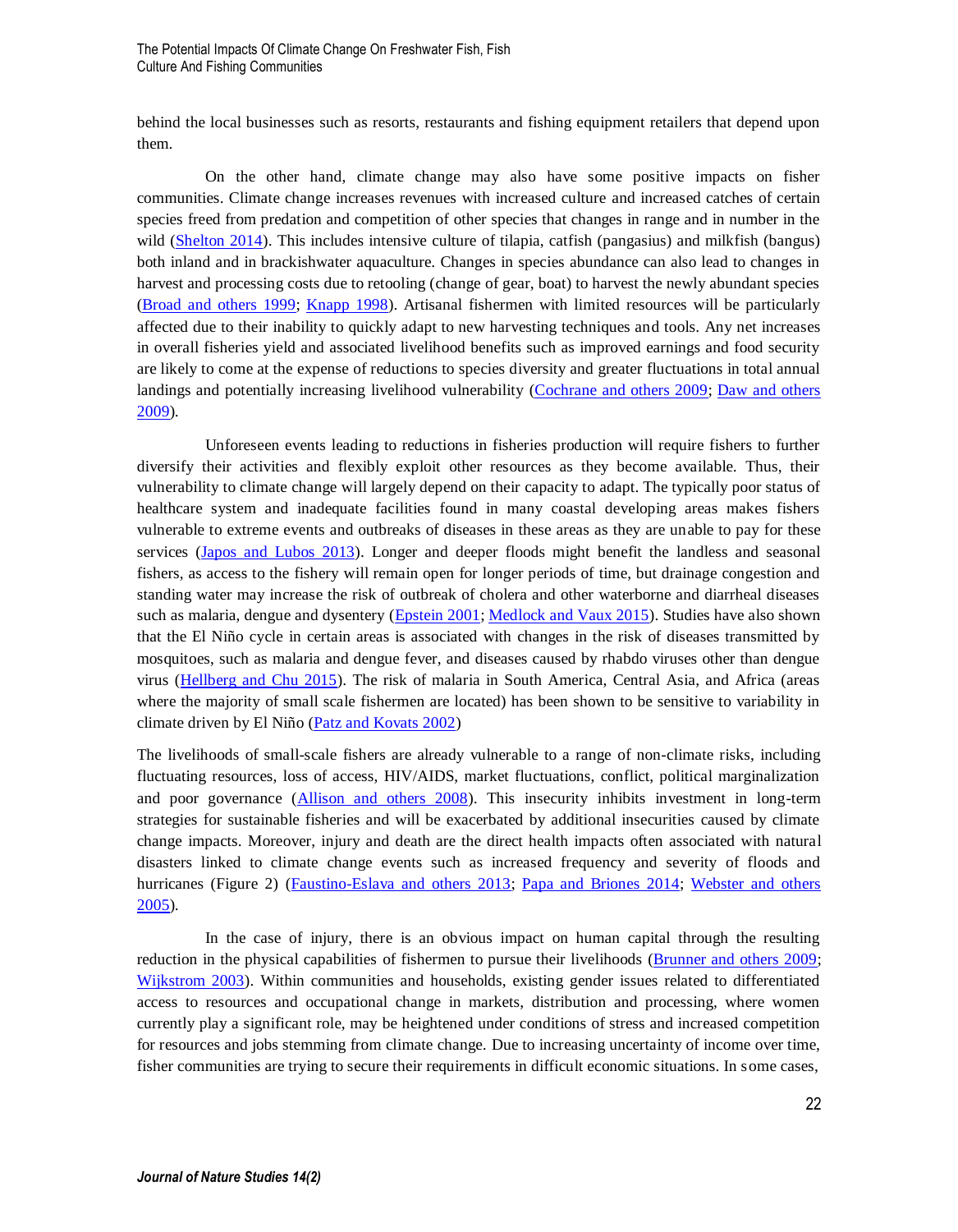behind the local businesses such as resorts, restaurants and fishing equipment retailers that depend upon them.

On the other hand, climate change may also have some positive impacts on fisher communities. Climate change increases revenues with increased culture and increased catches of certain species freed from predation and competition of other species that changes in range and in number in the wild (Shelton 2014). This includes intensive culture of tilapia, catfish (pangasius) and milkfish (bangus) both inland and in brackishwater aquaculture. Changes in species abundance can also lead to changes in harvest and processing costs due to retooling (change of gear, boat) to harvest the newly abundant species (Broad and others 1999; Knapp 1998). Artisanal fishermen with limited resources will be particularly affected due to their inability to quickly adapt to new harvesting techniques and tools. Any net increases in overall fisheries yield and associated livelihood benefits such as improved earnings and food security are likely to come at the expense of reductions to species diversity and greater fluctuations in total annual landings and potentially increasing livelihood vulnerability (Cochrane and others 2009; Daw and others 2009).

Unforeseen events leading to reductions in fisheries production will require fishers to further diversify their activities and flexibly exploit other resources as they become available. Thus, their vulnerability to climate change will largely depend on their capacity to adapt. The typically poor status of healthcare system and inadequate facilities found in many coastal developing areas makes fishers vulnerable to extreme events and outbreaks of diseases in these areas as they are unable to pay for these services (Japos and Lubos 2013). Longer and deeper floods might benefit the landless and seasonal fishers, as access to the fishery will remain open for longer periods of time, but drainage congestion and standing water may increase the risk of outbreak of cholera and other waterborne and diarrheal diseases such as malaria, dengue and dysentery (Epstein 2001; Medlock and Vaux 2015). Studies have also shown that the El Niño cycle in certain areas is associated with changes in the risk of diseases transmitted by mosquitoes, such as malaria and dengue fever, and diseases caused by rhabdo viruses other than dengue virus (Hellberg and Chu 2015). The risk of malaria in South America, Central Asia, and Africa (areas where the majority of small scale fishermen are located) has been shown to be sensitive to variability in climate driven by El Niño (Patz and Kovats 2002)

The livelihoods of small-scale fishers are already vulnerable to a range of non-climate risks, including fluctuating resources, loss of access, HIV/AIDS, market fluctuations, conflict, political marginalization and poor governance (Allison and others 2008). This insecurity inhibits investment in long-term strategies for sustainable fisheries and will be exacerbated by additional insecurities caused by climate change impacts. Moreover, injury and death are the direct health impacts often associated with natural disasters linked to climate change events such as increased frequency and severity of floods and hurricanes (Figure 2) (Faustino-Eslava and others 2013; Papa and Briones 2014; Webster and others 2005).

In the case of injury, there is an obvious impact on human capital through the resulting reduction in the physical capabilities of fishermen to pursue their livelihoods (Brunner and others 2009; Wijkstrom 2003). Within communities and households, existing gender issues related to differentiated access to resources and occupational change in markets, distribution and processing, where women currently play a significant role, may be heightened under conditions of stress and increased competition for resources and jobs stemming from climate change. Due to increasing uncertainty of income over time, fisher communities are trying to secure their requirements in difficult economic situations. In some cases,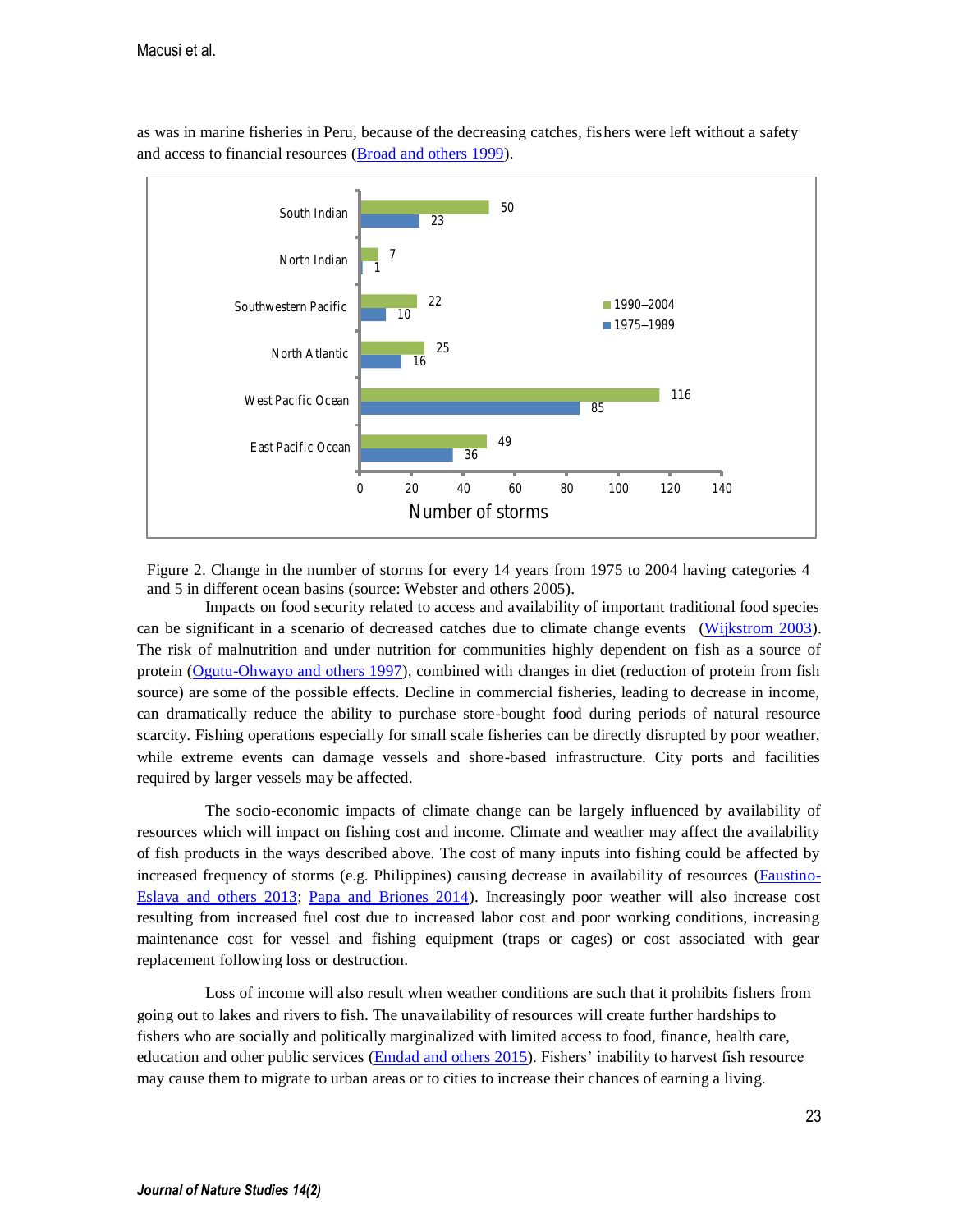as was in marine fisheries in Peru, because of the decreasing catches, fishers were left without a safety and access to financial resources (Broad and others 1999).

Figure 2. Change in the number of storms for every 14 years from 1975 to 2004 having categories 4 and 5 in different ocean basins (source: Webster and others 2005).

Impacts on food security related to access and availability of important traditional food species can be significant in a scenario of decreased catches due to climate change events (Wijkstrom 2003). The risk of malnutrition and under nutrition for communities highly dependent on fish as a source of protein (Ogutu-Ohwayo and others 1997), combined with changes in diet (reduction of protein from fish source) are some of the possible effects. Decline in commercial fisheries, leading to decrease in income, can dramatically reduce the ability to purchase store-bought food during periods of natural resource scarcity. Fishing operations especially for small scale fisheries can be directly disrupted by poor weather, while extreme events can damage vessels and shore-based infrastructure. City ports and facilities required by larger vessels may be affected.

The socio-economic impacts of climate change can be largely influenced by availability of resources which will impact on fishing cost and income. Climate and weather may affect the availability of fish products in the ways described above. The cost of many inputs into fishing could be affected by increased frequency of storms (e.g. Philippines) causing decrease in availability of resources (Faustino-Eslava and others 2013; Papa and Briones 2014). Increasingly poor weather will also increase cost resulting from increased fuel cost due to increased labor cost and poor working conditions, increasing maintenance cost for vessel and fishing equipment (traps or cages) or cost associated with gear replacement following loss or destruction.

Loss of income will also result when weather conditions are such that it prohibits fishers from going out to lakes and rivers to fish. The unavailability of resources will create further hardships to fishers who are socially and politically marginalized with limited access to food, finance, health care, education and other public services (Emdad and others 2015). Fishers' inability to harvest fish resource may cause them to migrate to urban areas or to cities to increase their chances of earning a living.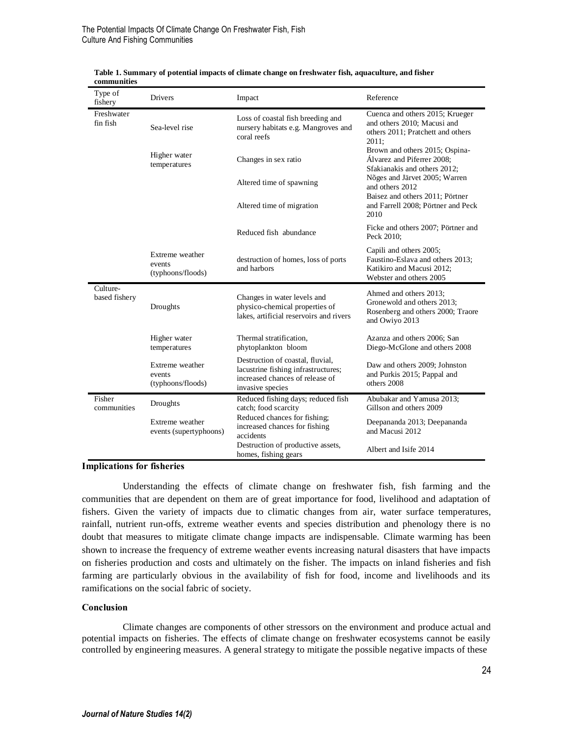**Table 1. Summary of potential impacts of climate change on freshwater fish, aquaculture, and fisher communities**

| Type of fishery | Drivers | Impact | Reference |
|---|---|---|---|
| Freshwater fin fish | Sea-level rise | Loss of coastal fish breeding and nursery habitats e.g. Mangroves and coral reefs | Cuenca and others 2015; Krueger and others 2010; Macusi and others 2011; Pratchett and others 2011; |
| | Higher water temperatures | Changes in sex ratio | Brown and others 2015; Ospina-Álvarez and Piferrer 2008; Sfakianakis and others 2012; |
| | | Altered time of spawning | Nõges and Järvet 2005; Warren and others 2012 |
| | | Altered time of migration | Baisez and others 2011; Pörtner and Farrell 2008; Pörtner and Peck 2010 |
| | | Reduced fish abundance | Ficke and others 2007; Pörtner and Peck 2010; |
| | Extreme weather events (typhoons/floods) | destruction of homes, loss of ports and harbors | Capili and others 2005; Faustino-Eslava and others 2013; Katikiro and Macusi 2012; Webster and others 2005 |
| Culture-based fishery | Droughts | Changes in water levels and physico-chemical properties of lakes, artificial reservoirs and rivers | Ahmed and others 2013; Gronewold and others 2013; Rosenberg and others 2000; Traore and Owiyo 2013 |
| | Higher water temperatures | Thermal stratification, phytoplankton bloom | Azanza and others 2006; San Diego-McGlone and others 2008 |
| | Extreme weather events (typhoons/floods) | Destruction of coastal, fluvial, lacustrine fishing infrastructures; increased chances of release of invasive species | Daw and others 2009; Johnston and Purkis 2015; Pappal and others 2008 |
| Fisher communities | Droughts | Reduced fishing days; reduced fish catch; food scarcity | Abubakar and Yamusa 2013; Gillson and others 2009 |
| | Extreme weather events (supertyphoons) | Reduced chances for fishing; increased chances for fishing accidents | Deepananda 2013; Deepananda and Macusi 2012 |
| | | Destruction of productive assets, homes, fishing gears | Albert and Isife 2014 |

## Implications for fisheries

Understanding the effects of climate change on freshwater fish, fish farming and the communities that are dependent on them are of great importance for food, livelihood and adaptation of fishers. Given the variety of impacts due to climatic changes from air, water surface temperatures, rainfall, nutrient run-offs, extreme weather events and species distribution and phenology there is no doubt that measures to mitigate climate change impacts are indispensable. Climate warming has been shown to increase the frequency of extreme weather events increasing natural disasters that have impacts on fisheries production and costs and ultimately on the fisher. The impacts on inland fisheries and fish farming are particularly obvious in the availability of fish for food, income and livelihoods and its ramifications on the social fabric of society.

## Conclusion

Climate changes are components of other stressors on the environment and produce actual and potential impacts on fisheries. The effects of climate change on freshwater ecosystems cannot be easily controlled by engineering measures. A general strategy to mitigate the possible negative impacts of these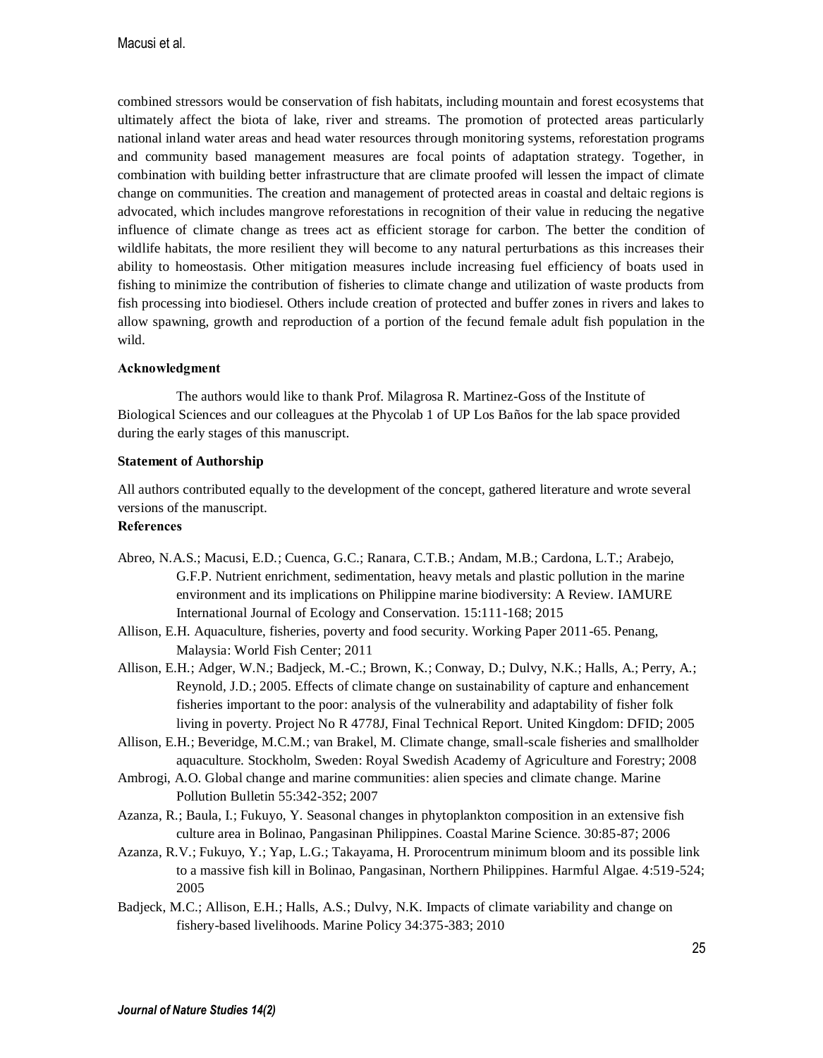combined stressors would be conservation of fish habitats, including mountain and forest ecosystems that ultimately affect the biota of lake, river and streams. The promotion of protected areas particularly national inland water areas and head water resources through monitoring systems, reforestation programs and community based management measures are focal points of adaptation strategy. Together, in combination with building better infrastructure that are climate proofed will lessen the impact of climate change on communities. The creation and management of protected areas in coastal and deltaic regions is advocated, which includes mangrove reforestations in recognition of their value in reducing the negative influence of climate change as trees act as efficient storage for carbon. The better the condition of wildlife habitats, the more resilient they will become to any natural perturbations as this increases their ability to homeostasis. Other mitigation measures include increasing fuel efficiency of boats used in fishing to minimize the contribution of fisheries to climate change and utilization of waste products from fish processing into biodiesel. Others include creation of protected and buffer zones in rivers and lakes to allow spawning, growth and reproduction of a portion of the fecund female adult fish population in the wild.

**Acknowledgment**

The authors would like to thank Prof. Milagrosa R. Martinez-Goss of the Institute of Biological Sciences and our colleagues at the Phycolab 1 of UP Los Baños for the lab space provided during the early stages of this manuscript.

**Statement of Authorship**

All authors contributed equally to the development of the concept, gathered literature and wrote several versions of the manuscript.

**References**

Abreo, N.A.S.; Macusi, E.D.; Cuenca, G.C.; Ranara, C.T.B.; Andam, M.B.; Cardona, L.T.; Arabejo, G.F.P. Nutrient enrichment, sedimentation, heavy metals and plastic pollution in the marine environment and its implications on Philippine marine biodiversity: A Review. IAMURE International Journal of Ecology and Conservation. 15:111-168; 2015

Allison, E.H. Aquaculture, fisheries, poverty and food security. Working Paper 2011-65. Penang, Malaysia: World Fish Center; 2011

Allison, E.H.; Adger, W.N.; Badjeck, M.-C.; Brown, K.; Conway, D.; Dulvy, N.K.; Halls, A.; Perry, A.; Reynold, J.D.; 2005. Effects of climate change on sustainability of capture and enhancement fisheries important to the poor: analysis of the vulnerability and adaptability of fisher folk living in poverty. Project No R 4778J, Final Technical Report. United Kingdom: DFID; 2005

Allison, E.H.; Beveridge, M.C.M.; van Brakel, M. Climate change, small-scale fisheries and smallholder aquaculture. Stockholm, Sweden: Royal Swedish Academy of Agriculture and Forestry; 2008

Ambrogi, A.O. Global change and marine communities: alien species and climate change. Marine Pollution Bulletin 55:342-352; 2007

Azanza, R.; Baula, I.; Fukuyo, Y. Seasonal changes in phytoplankton composition in an extensive fish culture area in Bolinao, Pangasinan Philippines. Coastal Marine Science. 30:85-87; 2006

Azanza, R.V.; Fukuyo, Y.; Yap, L.G.; Takayama, H. Prorocentrum minimum bloom and its possible link to a massive fish kill in Bolinao, Pangasinan, Northern Philippines. Harmful Algae. 4:519-524; 2005

Badjeck, M.C.; Allison, E.H.; Halls, A.S.; Dulvy, N.K. Impacts of climate variability and change on fishery-based livelihoods. Marine Policy 34:375-383; 2010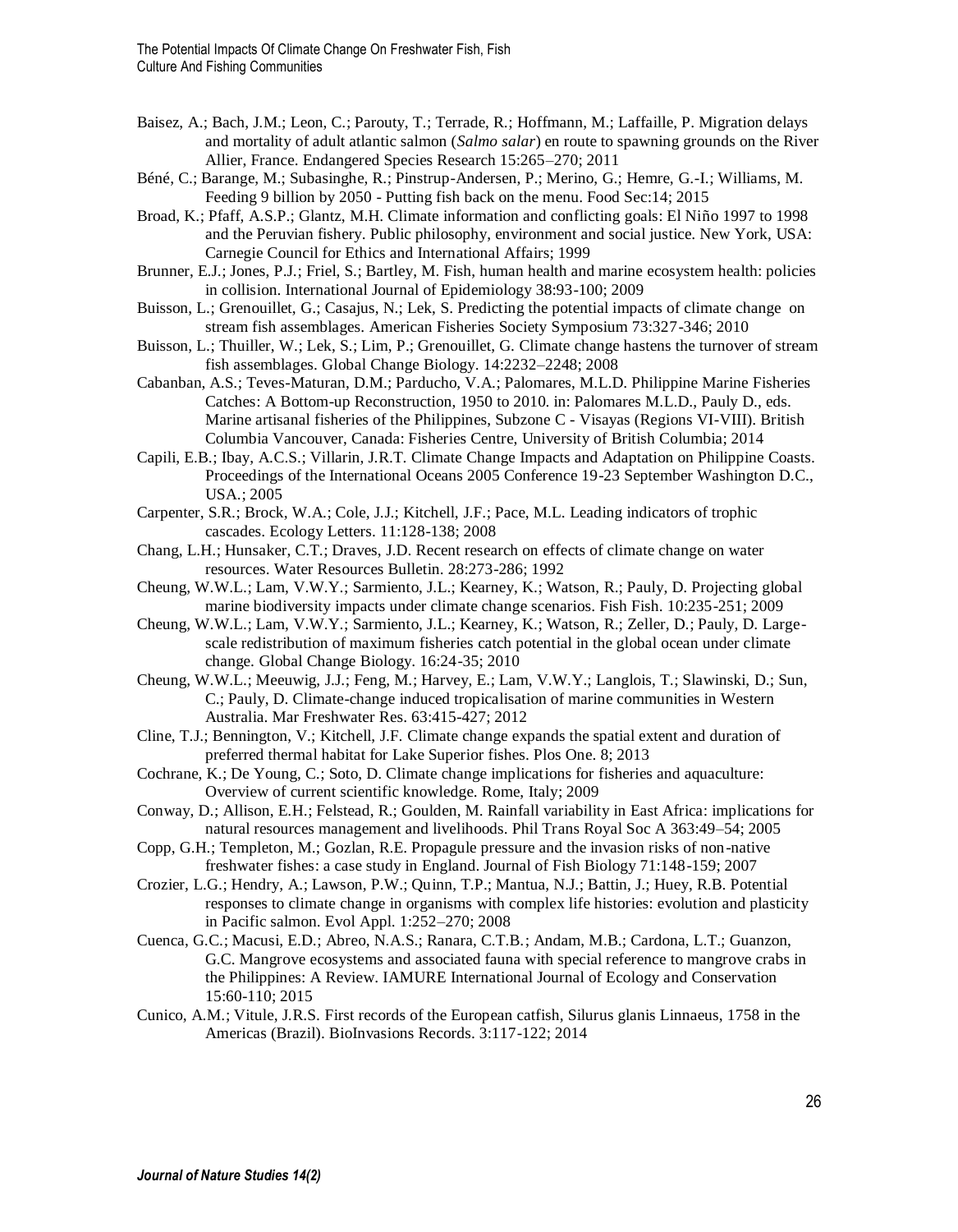Baisez, A.; Bach, J.M.; Leon, C.; Parouty, T.; Terrade, R.; Hoffmann, M.; Laffaille, P. Migration delays and mortality of adult atlantic salmon (*Salmo salar*) en route to spawning grounds on the River Allier, France. Endangered Species Research 15:265–270; 2011

Béné, C.; Barange, M.; Subasinghe, R.; Pinstrup-Andersen, P.; Merino, G.; Hemre, G.-I.; Williams, M. Feeding 9 billion by 2050 - Putting fish back on the menu. Food Sec:14; 2015

Broad, K.; Pfaff, A.S.P.; Glantz, M.H. Climate information and conflicting goals: El Niño 1997 to 1998 and the Peruvian fishery. Public philosophy, environment and social justice. New York, USA: Carnegie Council for Ethics and International Affairs; 1999

Brunner, E.J.; Jones, P.J.; Friel, S.; Bartley, M. Fish, human health and marine ecosystem health: policies in collision. International Journal of Epidemiology 38:93-100; 2009

Buisson, L.; Grenouillet, G.; Casajus, N.; Lek, S. Predicting the potential impacts of climate change on stream fish assemblages. American Fisheries Society Symposium 73:327-346; 2010

Buisson, L.; Thuiller, W.; Lek, S.; Lim, P.; Grenouillet, G. Climate change hastens the turnover of stream fish assemblages. Global Change Biology. 14:2232–2248; 2008

Cabanban, A.S.; Teves-Maturan, D.M.; Parducho, V.A.; Palomares, M.L.D. Philippine Marine Fisheries Catches: A Bottom-up Reconstruction, 1950 to 2010. in: Palomares M.L.D., Pauly D., eds. Marine artisanal fisheries of the Philippines, Subzone C - Visayas (Regions VI-VIII). British Columbia Vancouver, Canada: Fisheries Centre, University of British Columbia; 2014

Capili, E.B.; Ibay, A.C.S.; Villarin, J.R.T. Climate Change Impacts and Adaptation on Philippine Coasts. Proceedings of the International Oceans 2005 Conference 19-23 September Washington D.C., USA.; 2005

Carpenter, S.R.; Brock, W.A.; Cole, J.J.; Kitchell, J.F.; Pace, M.L. Leading indicators of trophic cascades. Ecology Letters. 11:128-138; 2008

Chang, L.H.; Hunsaker, C.T.; Draves, J.D. Recent research on effects of climate change on water resources. Water Resources Bulletin. 28:273-286; 1992

Cheung, W.W.L.; Lam, V.W.Y.; Sarmiento, J.L.; Kearney, K.; Watson, R.; Pauly, D. Projecting global marine biodiversity impacts under climate change scenarios. Fish Fish. 10:235-251; 2009

Cheung, W.W.L.; Lam, V.W.Y.; Sarmiento, J.L.; Kearney, K.; Watson, R.; Zeller, D.; Pauly, D. Large-scale redistribution of maximum fisheries catch potential in the global ocean under climate change. Global Change Biology. 16:24-35; 2010

Cheung, W.W.L.; Meeuwig, J.J.; Feng, M.; Harvey, E.; Lam, V.W.Y.; Langlois, T.; Slawinski, D.; Sun, C.; Pauly, D. Climate-change induced tropicalisation of marine communities in Western Australia. Mar Freshwater Res. 63:415-427; 2012

Cline, T.J.; Bennington, V.; Kitchell, J.F. Climate change expands the spatial extent and duration of preferred thermal habitat for Lake Superior fishes. Plos One. 8; 2013

Cochrane, K.; De Young, C.; Soto, D. Climate change implications for fisheries and aquaculture: Overview of current scientific knowledge. Rome, Italy; 2009

Conway, D.; Allison, E.H.; Felstead, R.; Goulden, M. Rainfall variability in East Africa: implications for natural resources management and livelihoods. Phil Trans Royal Soc A 363:49–54; 2005

Copp, G.H.; Templeton, M.; Gozlan, R.E. Propagule pressure and the invasion risks of non-native freshwater fishes: a case study in England. Journal of Fish Biology 71:148-159; 2007

Crozier, L.G.; Hendry, A.; Lawson, P.W.; Quinn, T.P.; Mantua, N.J.; Battin, J.; Huey, R.B. Potential responses to climate change in organisms with complex life histories: evolution and plasticity in Pacific salmon. Evol Appl. 1:252–270; 2008

Cuenca, G.C.; Macusi, E.D.; Abreo, N.A.S.; Ranara, C.T.B.; Andam, M.B.; Cardona, L.T.; Guanzon, G.C. Mangrove ecosystems and associated fauna with special reference to mangrove crabs in the Philippines: A Review. IAMURE International Journal of Ecology and Conservation 15:60-110; 2015

Cunico, A.M.; Vitule, J.R.S. First records of the European catfish, Silurus glanis Linnaeus, 1758 in the Americas (Brazil). BioInvasions Records. 3:117-122; 2014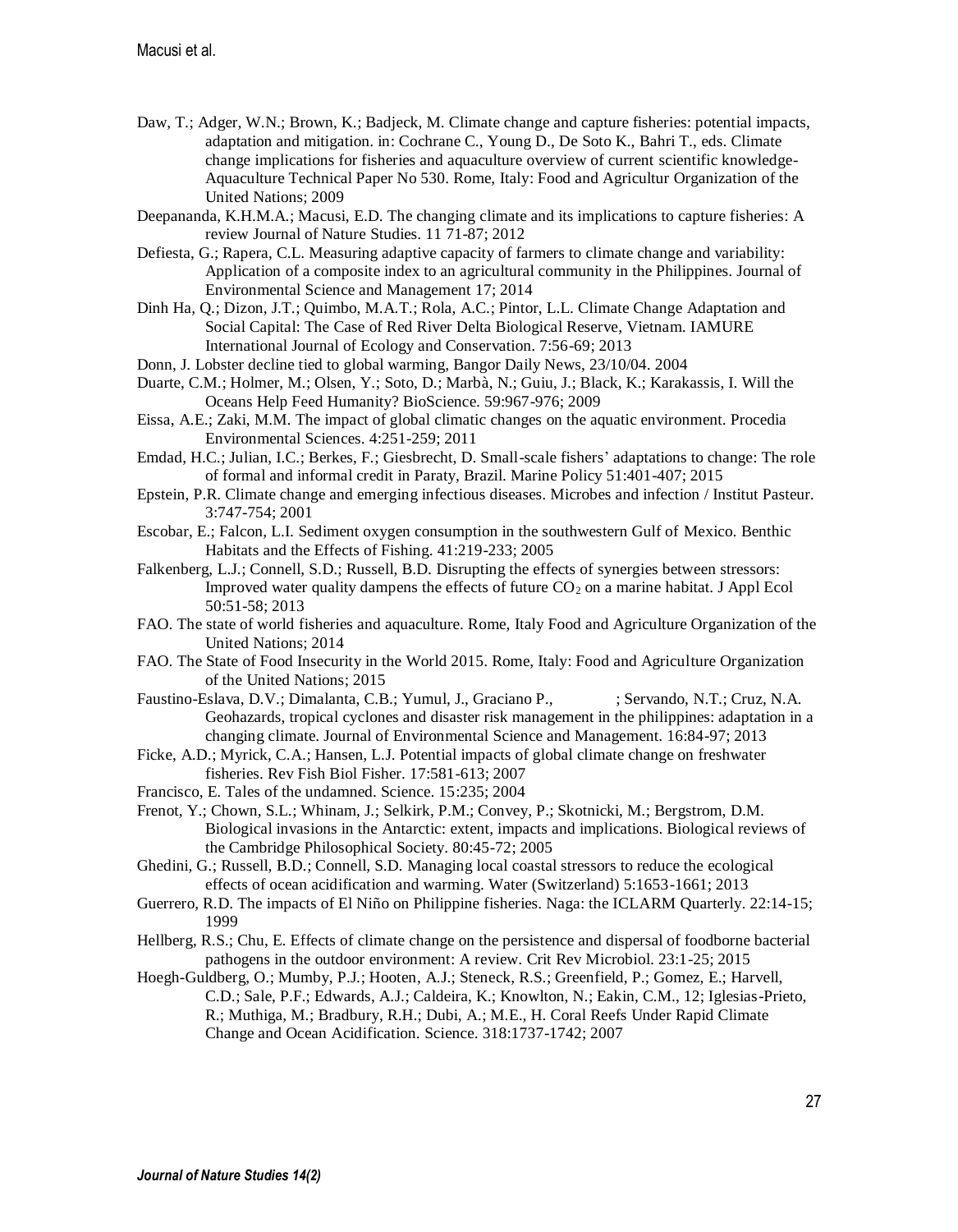Daw, T.; Adger, W.N.; Brown, K.; Badjeck, M. Climate change and capture fisheries: potential impacts, adaptation and mitigation. in: Cochrane C., Young D., De Soto K., Bahri T., eds. Climate change implications for fisheries and aquaculture overview of current scientific knowledge-Aquaculture Technical Paper No 530. Rome, Italy: Food and Agricultur Organization of the United Nations; 2009

Deepananda, K.H.M.A.; Macusi, E.D. The changing climate and its implications to capture fisheries: A review Journal of Nature Studies. 11 71-87; 2012

Defiesta, G.; Rapera, C.L. Measuring adaptive capacity of farmers to climate change and variability: Application of a composite index to an agricultural community in the Philippines. Journal of Environmental Science and Management 17; 2014

Dinh Ha, Q.; Dizon, J.T.; Quimbo, M.A.T.; Rola, A.C.; Pintor, L.L. Climate Change Adaptation and Social Capital: The Case of Red River Delta Biological Reserve, Vietnam. IAMURE International Journal of Ecology and Conservation. 7:56-69; 2013

Donn, J. Lobster decline tied to global warming, Bangor Daily News, 23/10/04. 2004

Duarte, C.M.; Holmer, M.; Olsen, Y.; Soto, D.; Marbà, N.; Guiu, J.; Black, K.; Karakassis, I. Will the Oceans Help Feed Humanity? BioScience. 59:967-976; 2009

Eissa, A.E.; Zaki, M.M. The impact of global climatic changes on the aquatic environment. Procedia Environmental Sciences. 4:251-259; 2011

Emdad, H.C.; Julian, I.C.; Berkes, F.; Giesbrecht, D. Small-scale fishers' adaptations to change: The role of formal and informal credit in Paraty, Brazil. Marine Policy 51:401-407; 2015

Epstein, P.R. Climate change and emerging infectious diseases. Microbes and infection / Institut Pasteur. 3:747-754; 2001

Escobar, E.; Falcon, L.I. Sediment oxygen consumption in the southwestern Gulf of Mexico. Benthic Habitats and the Effects of Fishing. 41:219-233; 2005

Falkenberg, L.J.; Connell, S.D.; Russell, B.D. Disrupting the effects of synergies between stressors: Improved water quality dampens the effects of future $CO_2$ on a marine habitat. J Appl Ecol 50:51-58; 2013

FAO. The state of world fisheries and aquaculture. Rome, Italy Food and Agriculture Organization of the United Nations; 2014

FAO. The State of Food Insecurity in the World 2015. Rome, Italy: Food and Agriculture Organization of the United Nations; 2015

Faustino-Eslava, D.V.; Dimalanta, C.B.; Yumul, J., Graciano P., ; Servando, N.T.; Cruz, N.A. Geohazards, tropical cyclones and disaster risk management in the philippines: adaptation in a changing climate. Journal of Environmental Science and Management. 16:84-97; 2013

Ficke, A.D.; Myrick, C.A.; Hansen, L.J. Potential impacts of global climate change on freshwater fisheries. Rev Fish Biol Fisher. 17:581-613; 2007

Francisco, E. Tales of the undamned. Science. 15:235; 2004

Frenot, Y.; Chown, S.L.; Whinam, J.; Selkirk, P.M.; Convey, P.; Skotnicki, M.; Bergstrom, D.M. Biological invasions in the Antarctic: extent, impacts and implications. Biological reviews of the Cambridge Philosophical Society. 80:45-72; 2005

Ghedini, G.; Russell, B.D.; Connell, S.D. Managing local coastal stressors to reduce the ecological effects of ocean acidification and warming. Water (Switzerland) 5:1653-1661; 2013

Guerrero, R.D. The impacts of El Niño on Philippine fisheries. Naga: the ICLARM Quarterly. 22:14-15; 1999

Hellberg, R.S.; Chu, E. Effects of climate change on the persistence and dispersal of foodborne bacterial pathogens in the outdoor environment: A review. Crit Rev Microbiol. 23:1-25; 2015

Hoegh-Guldberg, O.; Mumby, P.J.; Hooten, A.J.; Steneck, R.S.; Greenfield, P.; Gomez, E.; Harvell, C.D.; Sale, P.F.; Edwards, A.J.; Caldeira, K.; Knowlton, N.; Eakin, C.M., 12; Iglesias-Prieto, R.; Muthiga, M.; Bradbury, R.H.; Dubi, A.; M.E., H. Coral Reefs Under Rapid Climate Change and Ocean Acidification. Science. 318:1737-1742; 2007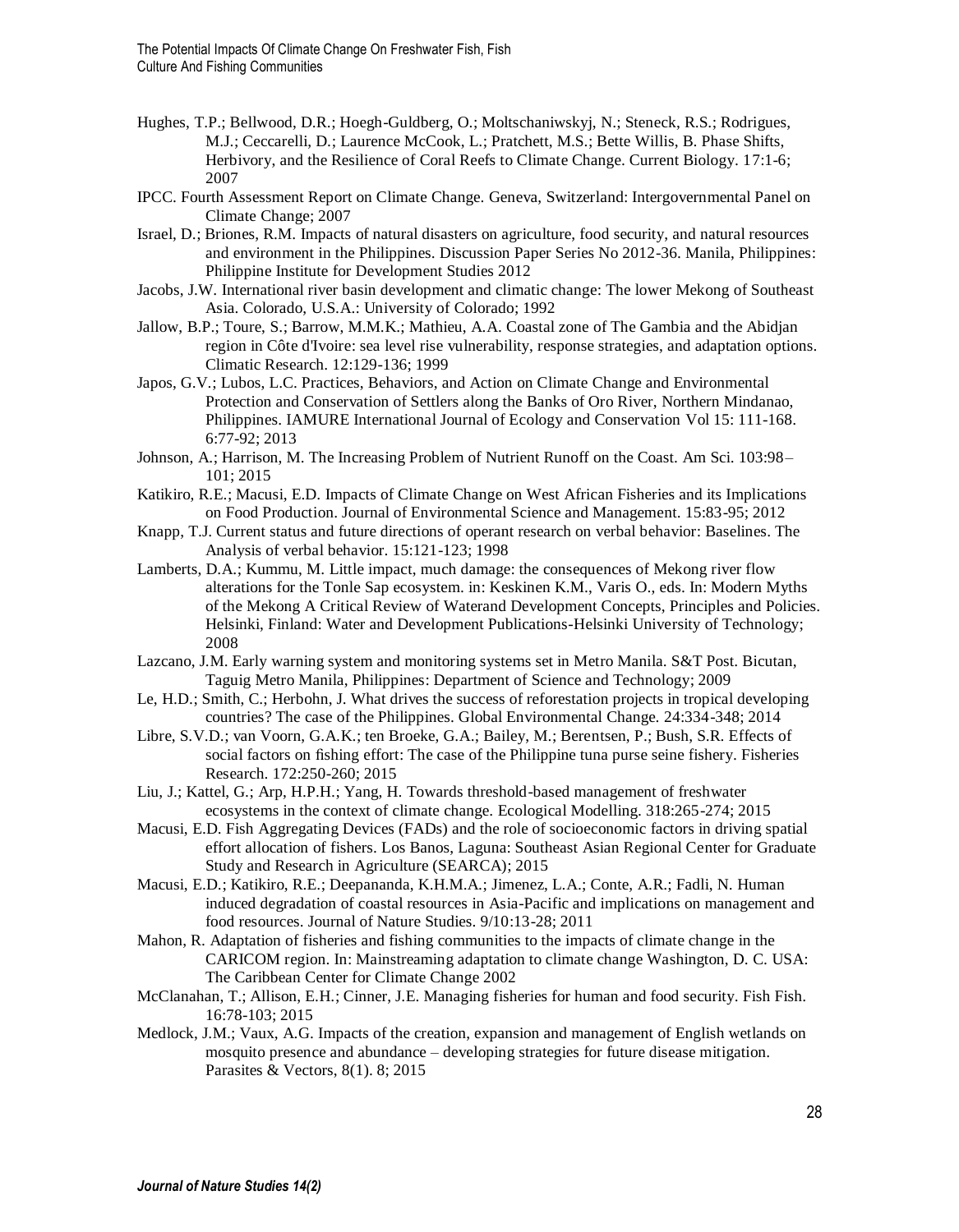Hughes, T.P.; Bellwood, D.R.; Hoegh-Guldberg, O.; Moltschaniwskyj, N.; Steneck, R.S.; Rodrigues, M.J.; Ceccarelli, D.; Laurence McCook, L.; Pratchett, M.S.; Bette Willis, B. Phase Shifts, Herbivory, and the Resilience of Coral Reefs to Climate Change. Current Biology. 17:1-6; 2007

IPCC. Fourth Assessment Report on Climate Change. Geneva, Switzerland: Intergovernmental Panel on Climate Change; 2007

Israel, D.; Briones, R.M. Impacts of natural disasters on agriculture, food security, and natural resources and environment in the Philippines. Discussion Paper Series No 2012-36. Manila, Philippines: Philippine Institute for Development Studies 2012

Jacobs, J.W. International river basin development and climatic change: The lower Mekong of Southeast Asia. Colorado, U.S.A.: University of Colorado; 1992

Jallow, B.P.; Toure, S.; Barrow, M.M.K.; Mathieu, A.A. Coastal zone of The Gambia and the Abidjan region in Côte d'Ivoire: sea level rise vulnerability, response strategies, and adaptation options. Climatic Research. 12:129-136; 1999

Japos, G.V.; Lubos, L.C. Practices, Behaviors, and Action on Climate Change and Environmental Protection and Conservation of Settlers along the Banks of Oro River, Northern Mindanao, Philippines. IAMURE International Journal of Ecology and Conservation Vol 15: 111-168. 6:77-92; 2013

Johnson, A.; Harrison, M. The Increasing Problem of Nutrient Runoff on the Coast. Am Sci. 103:98–101; 2015

Katikiro, R.E.; Macusi, E.D. Impacts of Climate Change on West African Fisheries and its Implications on Food Production. Journal of Environmental Science and Management. 15:83-95; 2012

Knapp, T.J. Current status and future directions of operant research on verbal behavior: Baselines. The Analysis of verbal behavior. 15:121-123; 1998

Lamberts, D.A.; Kummu, M. Little impact, much damage: the consequences of Mekong river flow alterations for the Tonle Sap ecosystem. in: Keskinen K.M., Varis O., eds. In: Modern Myths of the Mekong A Critical Review of Waterand Development Concepts, Principles and Policies. Helsinki, Finland: Water and Development Publications-Helsinki University of Technology; 2008

Lazcano, J.M. Early warning system and monitoring systems set in Metro Manila. S&T Post. Bicutan, Taguig Metro Manila, Philippines: Department of Science and Technology; 2009

Le, H.D.; Smith, C.; Herbohn, J. What drives the success of reforestation projects in tropical developing countries? The case of the Philippines. Global Environmental Change. 24:334-348; 2014

Libre, S.V.D.; van Voorn, G.A.K.; ten Broeke, G.A.; Bailey, M.; Berentsen, P.; Bush, S.R. Effects of social factors on fishing effort: The case of the Philippine tuna purse seine fishery. Fisheries Research. 172:250-260; 2015

Liu, J.; Kattel, G.; Arp, H.P.H.; Yang, H. Towards threshold-based management of freshwater ecosystems in the context of climate change. Ecological Modelling. 318:265-274; 2015

Macusi, E.D. Fish Aggregating Devices (FADs) and the role of socioeconomic factors in driving spatial effort allocation of fishers. Los Banos, Laguna: Southeast Asian Regional Center for Graduate Study and Research in Agriculture (SEARCA); 2015

Macusi, E.D.; Katikiro, R.E.; Deepananda, K.H.M.A.; Jimenez, L.A.; Conte, A.R.; Fadli, N. Human induced degradation of coastal resources in Asia-Pacific and implications on management and food resources. Journal of Nature Studies. 9/10:13-28; 2011

Mahon, R. Adaptation of fisheries and fishing communities to the impacts of climate change in the CARICOM region. In: Mainstreaming adaptation to climate change Washington, D. C. USA: The Caribbean Center for Climate Change 2002

McClanahan, T.; Allison, E.H.; Cinner, J.E. Managing fisheries for human and food security. Fish Fish. 16:78-103; 2015

Medlock, J.M.; Vaux, A.G. Impacts of the creation, expansion and management of English wetlands on mosquito presence and abundance – developing strategies for future disease mitigation. Parasites & Vectors, 8(1). 8; 2015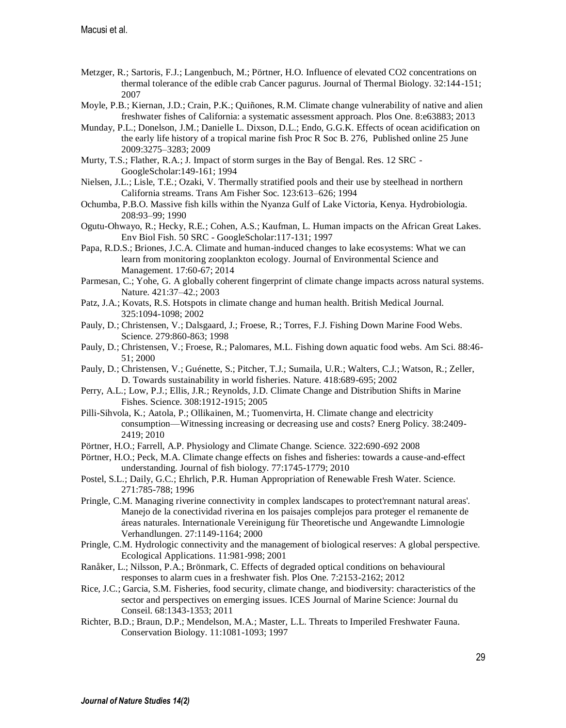Metzger, R.; Sartoris, F.J.; Langenbuch, M.; Pörtner, H.O. Influence of elevated $CO_2$ concentrations on thermal tolerance of the edible crab Cancer pagurus. Journal of Thermal Biology. 32:144-151; 2007

Moyle, P.B.; Kiernan, J.D.; Crain, P.K.; Quiñones, R.M. Climate change vulnerability of native and alien freshwater fishes of California: a systematic assessment approach. Plos One. 8:e63883; 2013

Munday, P.L.; Donelson, J.M.; Danielle L. Dixson, D.L.; Endo, G.G.K. Effects of ocean acidification on the early life history of a tropical marine fish Proc R Soc B. 276, Published online 25 June 2009:3275–3283; 2009

Murty, T.S.; Flather, R.A.; J. Impact of storm surges in the Bay of Bengal. Res. 12 SRC - GoogleScholar:149-161; 1994

Nielsen, J.L.; Lisle, T.E.; Ozaki, V. Thermally stratified pools and their use by steelhead in northern California streams. Trans Am Fisher Soc. 123:613–626; 1994

Ochumba, P.B.O. Massive fish kills within the Nyanza Gulf of Lake Victoria, Kenya. Hydrobiologia. 208:93–99; 1990

Ogutu-Ohwayo, R.; Hecky, R.E.; Cohen, A.S.; Kaufman, L. Human impacts on the African Great Lakes. Env Biol Fish. 50 SRC - GoogleScholar:117-131; 1997

Papa, R.D.S.; Briones, J.C.A. Climate and human-induced changes to lake ecosystems: What we can learn from monitoring zooplankton ecology. Journal of Environmental Science and Management. 17:60-67; 2014

Parmesan, C.; Yohe, G. A globally coherent fingerprint of climate change impacts across natural systems. Nature. 421:37–42.; 2003

Patz, J.A.; Kovats, R.S. Hotspots in climate change and human health. British Medical Journal. 325:1094-1098; 2002

Pauly, D.; Christensen, V.; Dalsgaard, J.; Froese, R.; Torres, F.J. Fishing Down Marine Food Webs. Science. 279:860-863; 1998

Pauly, D.; Christensen, V.; Froese, R.; Palomares, M.L. Fishing down aquatic food webs. Am Sci. 88:46-51; 2000

Pauly, D.; Christensen, V.; Guénette, S.; Pitcher, T.J.; Sumaila, U.R.; Walters, C.J.; Watson, R.; Zeller, D. Towards sustainability in world fisheries. Nature. 418:689-695; 2002

Perry, A.L.; Low, P.J.; Ellis, J.R.; Reynolds, J.D. Climate Change and Distribution Shifts in Marine Fishes. Science. 308:1912-1915; 2005

Pilli-Sihvola, K.; Aatola, P.; Ollikainen, M.; Tuomenvirta, H. Climate change and electricity consumption—Witnessing increasing or decreasing use and costs? Energ Policy. 38:2409-2419; 2010

Pörtner, H.O.; Farrell, A.P. Physiology and Climate Change. Science. 322:690-692 2008

Pörtner, H.O.; Peck, M.A. Climate change effects on fishes and fisheries: towards a cause-and-effect understanding. Journal of fish biology. 77:1745-1779; 2010

Postel, S.L.; Daily, G.C.; Ehrlich, P.R. Human Appropriation of Renewable Fresh Water. Science. 271:785-788; 1996

Pringle, C.M. Managing riverine connectivity in complex landscapes to protect'remnant natural areas'. Manejo de la conectividad riverina en los paisajes complejos para proteger el remanente de áreas naturales. Internationale Vereinigung für Theoretische und Angewandte Limnologie Verhandlungen. 27:1149-1164; 2000

Pringle, C.M. Hydrologic connectivity and the management of biological reserves: A global perspective. Ecological Applications. 11:981-998; 2001

Ranåker, L.; Nilsson, P.A.; Brönmark, C. Effects of degraded optical conditions on behavioural responses to alarm cues in a freshwater fish. Plos One. 7:2153-2162; 2012

Rice, J.C.; Garcia, S.M. Fisheries, food security, climate change, and biodiversity: characteristics of the sector and perspectives on emerging issues. ICES Journal of Marine Science: Journal du Conseil. 68:1343-1353; 2011

Richter, B.D.; Braun, D.P.; Mendelson, M.A.; Master, L.L. Threats to Imperiled Freshwater Fauna. Conservation Biology. 11:1081-1093; 1997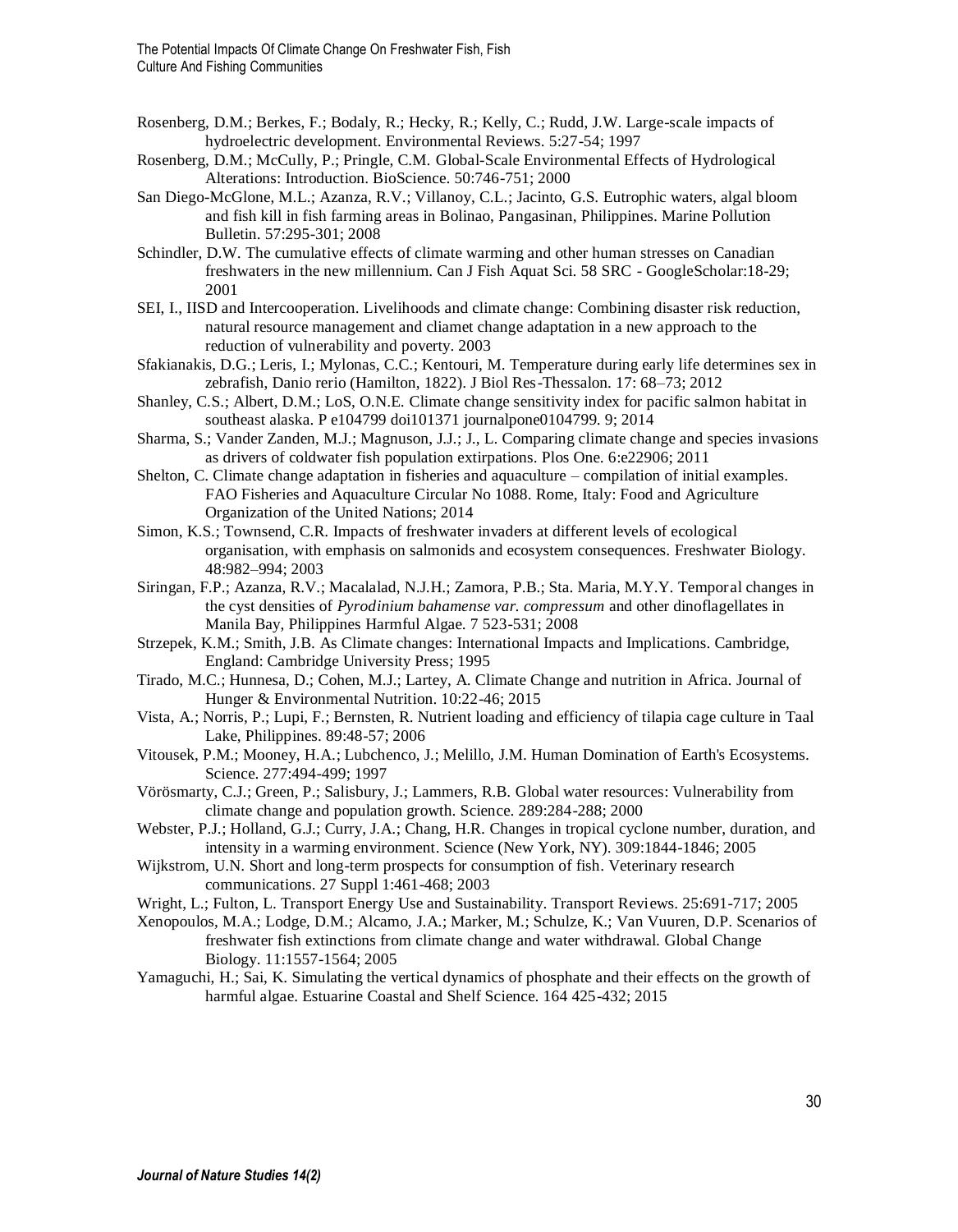Rosenberg, D.M.; Berkes, F.; Bodaly, R.; Hecky, R.; Kelly, C.; Rudd, J.W. Large-scale impacts of hydroelectric development. Environmental Reviews. 5:27-54; 1997

Rosenberg, D.M.; McCully, P.; Pringle, C.M. Global-Scale Environmental Effects of Hydrological Alterations: Introduction. BioScience. 50:746-751; 2000

San Diego-McGlone, M.L.; Azanza, R.V.; Villanoy, C.L.; Jacinto, G.S. Eutrophic waters, algal bloom and fish kill in fish farming areas in Bolinao, Pangasinan, Philippines. Marine Pollution Bulletin. 57:295-301; 2008

Schindler, D.W. The cumulative effects of climate warming and other human stresses on Canadian freshwaters in the new millennium. Can J Fish Aquat Sci. 58 SRC - GoogleScholar:18-29; 2001

SEI, I., IISD and Intercooperation. Livelihoods and climate change: Combining disaster risk reduction, natural resource management and cliamet change adaptation in a new approach to the reduction of vulnerability and poverty. 2003

Sfakianakis, D.G.; Leris, I.; Mylonas, C.C.; Kentouri, M. Temperature during early life determines sex in zebrafish, Danio rerio (Hamilton, 1822). J Biol Res-Thessalon. 17: 68–73; 2012

Shanley, C.S.; Albert, D.M.; LoS, O.N.E. Climate change sensitivity index for pacific salmon habitat in southeast alaska. P e104799 doi101371 journalpone0104799. 9; 2014

Sharma, S.; Vander Zanden, M.J.; Magnuson, J.J.; J., L. Comparing climate change and species invasions as drivers of coldwater fish population extirpations. Plos One. 6:e22906; 2011

Shelton, C. Climate change adaptation in fisheries and aquaculture – compilation of initial examples. FAO Fisheries and Aquaculture Circular No 1088. Rome, Italy: Food and Agriculture Organization of the United Nations; 2014

Simon, K.S.; Townsend, C.R. Impacts of freshwater invaders at different levels of ecological organisation, with emphasis on salmonids and ecosystem consequences. Freshwater Biology. 48:982–994; 2003

Siringan, F.P.; Azanza, R.V.; Macalalad, N.J.H.; Zamora, P.B.; Sta. Maria, M.Y.Y. Temporal changes in the cyst densities of *Pyrodinium bahamense var. compressum* and other dinoflagellates in Manila Bay, Philippines Harmful Algae. 7 523-531; 2008

Strzepek, K.M.; Smith, J.B. As Climate changes: International Impacts and Implications. Cambridge, England: Cambridge University Press; 1995

Tirado, M.C.; Hunnesa, D.; Cohen, M.J.; Lartey, A. Climate Change and nutrition in Africa. Journal of Hunger & Environmental Nutrition. 10:22-46; 2015

Vista, A.; Norris, P.; Lupi, F.; Bernsten, R. Nutrient loading and efficiency of tilapia cage culture in Taal Lake, Philippines. 89:48-57; 2006

Vitousek, P.M.; Mooney, H.A.; Lubchenco, J.; Melillo, J.M. Human Domination of Earth's Ecosystems. Science. 277:494-499; 1997

Vörösmarty, C.J.; Green, P.; Salisbury, J.; Lammers, R.B. Global water resources: Vulnerability from climate change and population growth. Science. 289:284-288; 2000

Webster, P.J.; Holland, G.J.; Curry, J.A.; Chang, H.R. Changes in tropical cyclone number, duration, and intensity in a warming environment. Science (New York, NY). 309:1844-1846; 2005

Wijkstrom, U.N. Short and long-term prospects for consumption of fish. Veterinary research communications. 27 Suppl 1:461-468; 2003

Wright, L.; Fulton, L. Transport Energy Use and Sustainability. Transport Reviews. 25:691-717; 2005

Xenopoulos, M.A.; Lodge, D.M.; Alcamo, J.A.; Marker, M.; Schulze, K.; Van Vuuren, D.P. Scenarios of freshwater fish extinctions from climate change and water withdrawal. Global Change Biology. 11:1557-1564; 2005

Yamaguchi, H.; Sai, K. Simulating the vertical dynamics of phosphate and their effects on the growth of harmful algae. Estuarine Coastal and Shelf Science. 164 425-432; 2015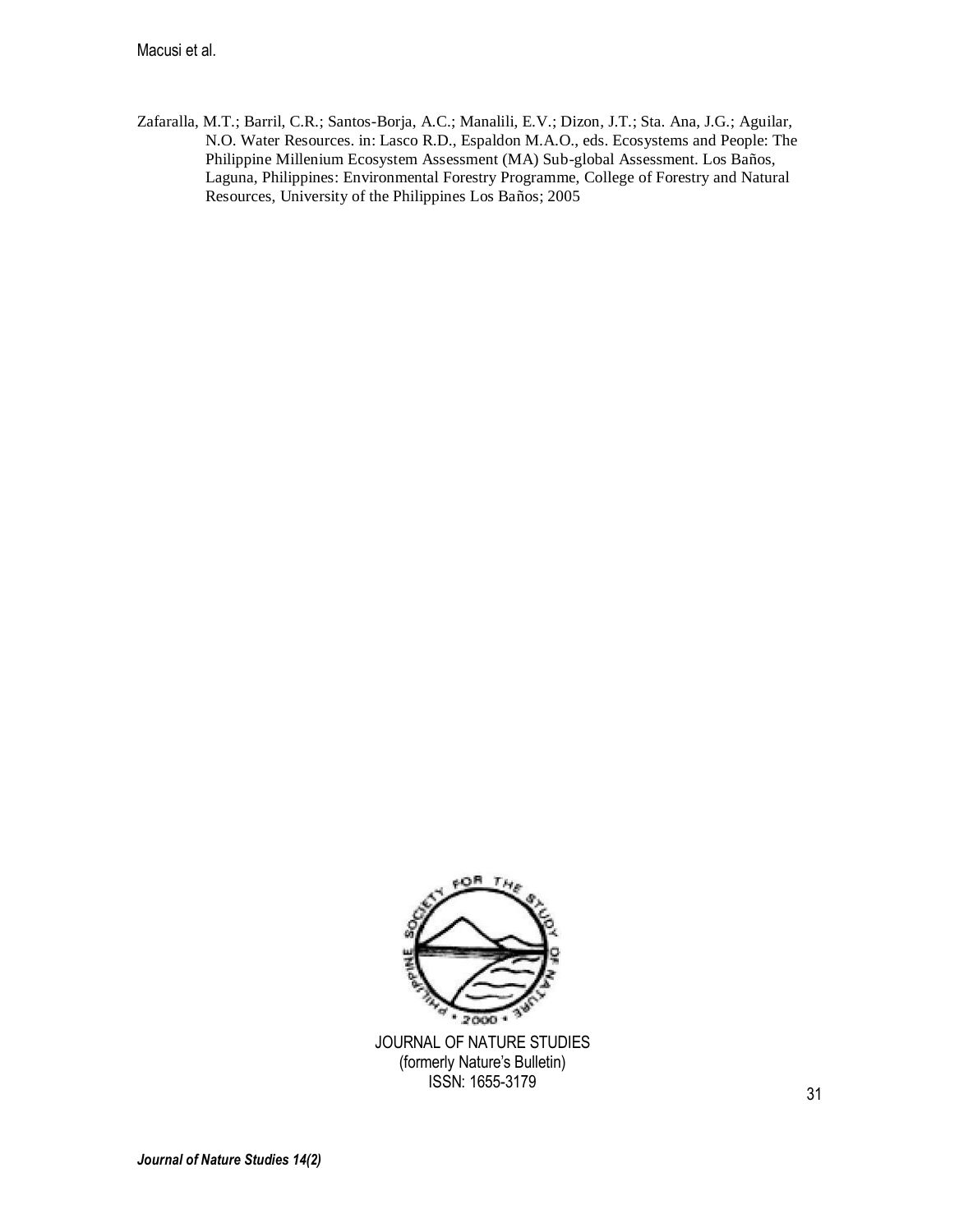Zafaralla, M.T.; Barril, C.R.; Santos-Borja, A.C.; Manalili, E.V.; Dizon, J.T.; Sta. Ana, J.G.; Aguilar, N.O. Water Resources. in: Lasco R.D., Espaldon M.A.O., eds. Ecosystems and People: The Philippine Millenium Ecosystem Assessment (MA) Sub-global Assessment. Los Baños, Laguna, Philippines: Environmental Forestry Programme, College of Forestry and Natural Resources, University of the Philippines Los Baños; 2005

JOURNAL OF NATURE STUDIES
(formerly Nature's Bulletin)
ISSN: 1655-3179